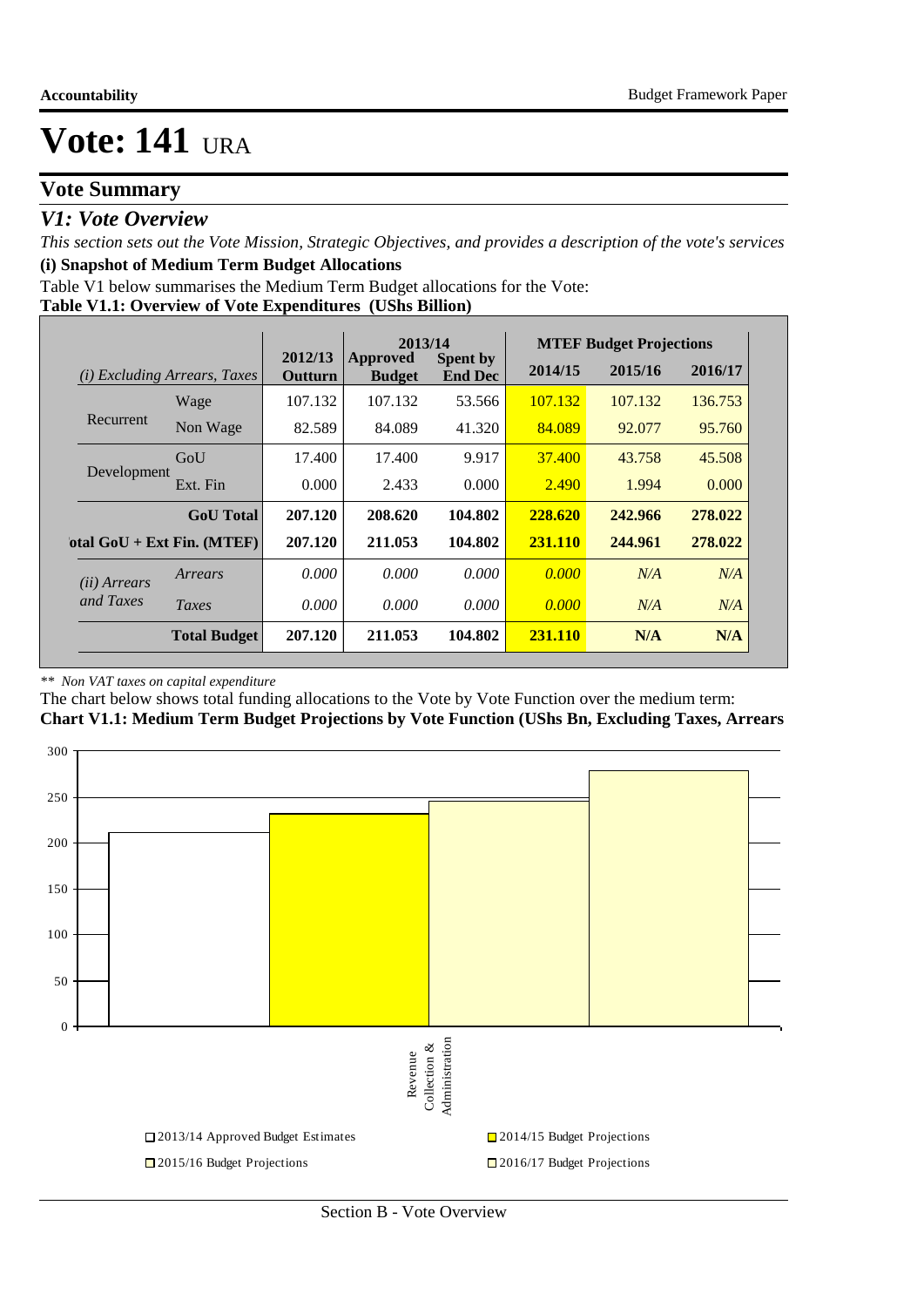# Vote: 141 URA

## Vote Summary

### *V1: Vote Overview*

*This section sets out the Vote Mission, Strategic Objectives, and provides a description of the vote's services*

**(i) Snapshot of Medium Term Budget Allocations**

Table V1 below summarises the Medium Term Budget allocations for the Vote:

**Table V1.1: Overview of Vote Expenditures (UShs Billion)**

| *(i) Excluding Arrears, Taxes* | | 2012/13 Outturn | 2013/14 Approved Budget | 2013/14 Spent by End Dec | MTEF Budget Projections 2014/15 | 2015/16 | 2016/17 |
|---|---|---|---|---|---|---|---|
| Recurrent | Wage | 107.132 | 107.132 | 53.566 | 107.132 | 107.132 | 136.753 |
| | Non Wage | 82.589 | 84.089 | 41.320 | 84.089 | 92.077 | 95.760 |
| Development | GoU | 17.400 | 17.400 | 9.917 | 37.400 | 43.758 | 45.508 |
| | Ext. Fin | 0.000 | 2.433 | 0.000 | 2.490 | 1.994 | 0.000 |
| | **GoU Total** | **207.120** | **208.620** | **104.802** | **228.620** | **242.966** | **278.022** |
| **Total GoU + Ext Fin. (MTEF)** | | **207.120** | **211.053** | **104.802** | **231.110** | **244.961** | **278.022** |
| *(ii) Arrears and Taxes* | *Arrears* | *0.000* | *0.000* | *0.000* | *0.000* | *N/A* | *N/A* |
| | *Taxes* | *0.000* | *0.000* | *0.000* | *0.000* | *N/A* | *N/A* |
| | **Total Budget** | **207.120** | **211.053** | **104.802** | **231.110** | **N/A** | **N/A** |

*\*\* Non VAT taxes on capital expenditure*

The chart below shows total funding allocations to the Vote by Vote Function over the medium term:

**Chart V1.1: Medium Term Budget Projections by Vote Function (UShs Bn, Excluding Taxes, Arrears**

| Vote Function | 2013/14 Approved Budget Estimates | 2014/15 Budget Projections | 2015/16 Budget Projections | 2016/17 Budget Projections |
|---|---|---|---|---|
| Revenue Collection & Administration | 211.053 | 231.110 | 244.961 | 278.022 |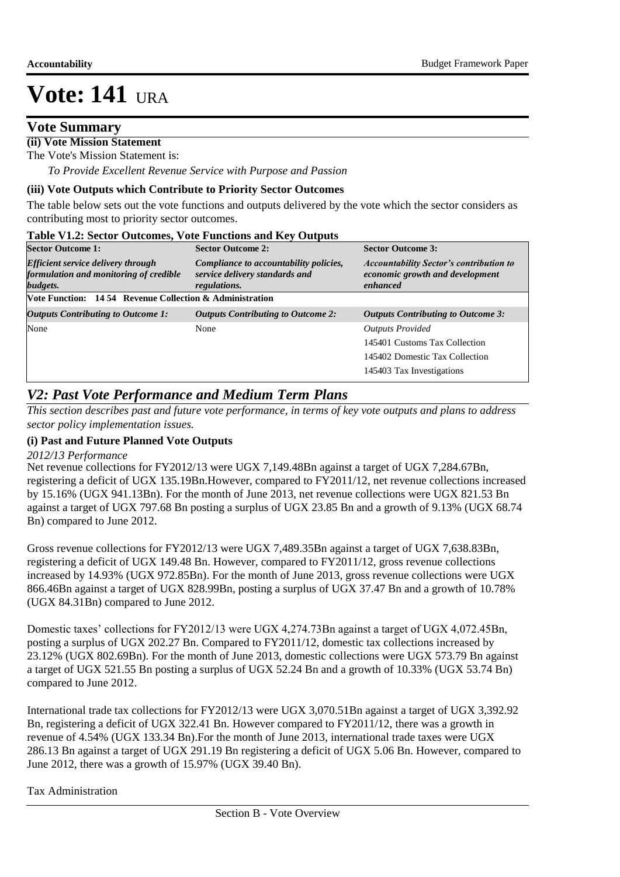# Vote: 141 URA

## Vote Summary

**(ii) Vote Mission Statement**

The Vote's Mission Statement is:

*To Provide Excellent Revenue Service with Purpose and Passion*

**(iii) Vote Outputs which Contribute to Priority Sector Outcomes**

The table below sets out the vote functions and outputs delivered by the vote which the sector considers as contributing most to priority sector outcomes.

**Table V1.2: Sector Outcomes, Vote Functions and Key Outputs**

| **Sector Outcome 1:** | **Sector Outcome 2:** | **Sector Outcome 3:** |
|---|---|---|
| ***Efficient service delivery through formulation and monitoring of credible budgets.*** | ***Compliance to accountability policies, service delivery standards and regulations.*** | ***Accountability Sector's contribution to economic growth and development enhanced*** |
| **Vote Function: 14 54 Revenue Collection & Administration** | | |
| ***Outputs Contributing to Outcome 1:*** | ***Outputs Contributing to Outcome 2:*** | ***Outputs Contributing to Outcome 3:*** |
| None | None | *Outputs Provided*<br>145401 Customs Tax Collection<br>145402 Domestic Tax Collection<br>145403 Tax Investigations |

## *V2: Past Vote Performance and Medium Term Plans*

*This section describes past and future vote performance, in terms of key vote outputs and plans to address sector policy implementation issues.*

**(i) Past and Future Planned Vote Outputs**

*2012/13 Performance*

Net revenue collections for FY2012/13 were UGX 7,149.48Bn against a target of UGX 7,284.67Bn, registering a deficit of UGX 135.19Bn.However, compared to FY2011/12, net revenue collections increased by 15.16% (UGX 941.13Bn). For the month of June 2013, net revenue collections were UGX 821.53 Bn against a target of UGX 797.68 Bn posting a surplus of UGX 23.85 Bn and a growth of 9.13% (UGX 68.74 Bn) compared to June 2012.

Gross revenue collections for FY2012/13 were UGX 7,489.35Bn against a target of UGX 7,638.83Bn, registering a deficit of UGX 149.48 Bn. However, compared to FY2011/12, gross revenue collections increased by 14.93% (UGX 972.85Bn). For the month of June 2013, gross revenue collections were UGX 866.46Bn against a target of UGX 828.99Bn, posting a surplus of UGX 37.47 Bn and a growth of 10.78% (UGX 84.31Bn) compared to June 2012.

Domestic taxes' collections for FY2012/13 were UGX 4,274.73Bn against a target of UGX 4,072.45Bn, posting a surplus of UGX 202.27 Bn. Compared to FY2011/12, domestic tax collections increased by 23.12% (UGX 802.69Bn). For the month of June 2013, domestic collections were UGX 573.79 Bn against a target of UGX 521.55 Bn posting a surplus of UGX 52.24 Bn and a growth of 10.33% (UGX 53.74 Bn) compared to June 2012.

International trade tax collections for FY2012/13 were UGX 3,070.51Bn against a target of UGX 3,392.92 Bn, registering a deficit of UGX 322.41 Bn. However compared to FY2011/12, there was a growth in revenue of 4.54% (UGX 133.34 Bn).For the month of June 2013, international trade taxes were UGX 286.13 Bn against a target of UGX 291.19 Bn registering a deficit of UGX 5.06 Bn. However, compared to June 2012, there was a growth of 15.97% (UGX 39.40 Bn).

Tax Administration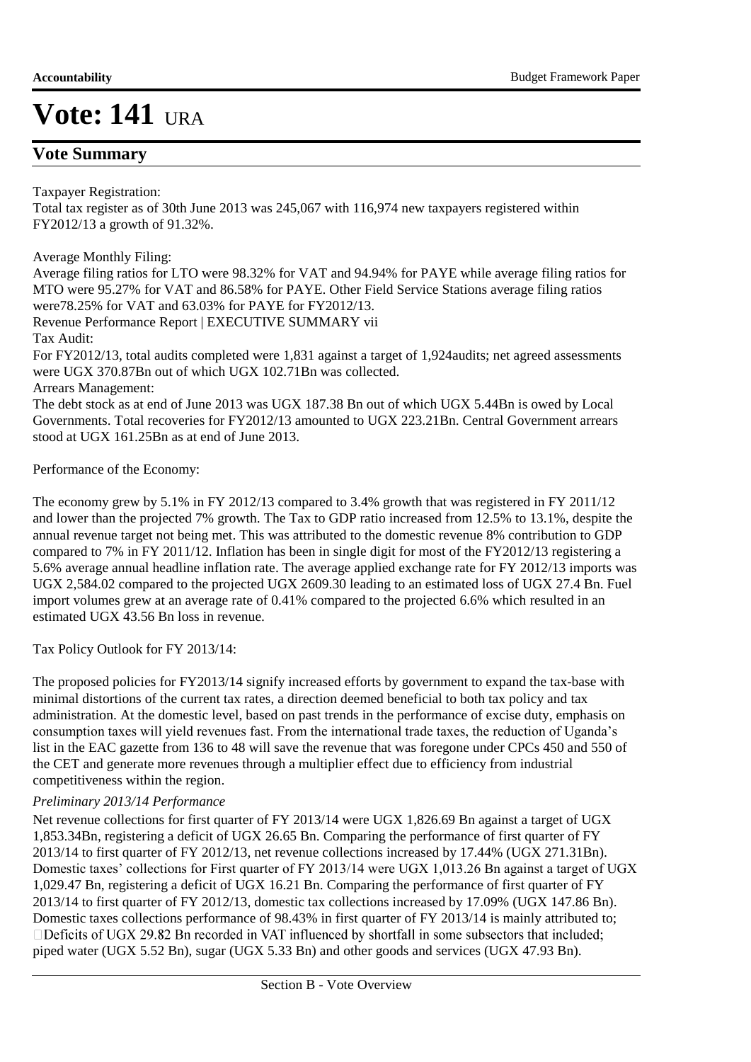# Vote: 141 URA

## Vote Summary

Taxpayer Registration:
Total tax register as of 30th June 2013 was 245,067 with 116,974 new taxpayers registered within FY2012/13 a growth of 91.32%.

Average Monthly Filing:
Average filing ratios for LTO were 98.32% for VAT and 94.94% for PAYE while average filing ratios for MTO were 95.27% for VAT and 86.58% for PAYE. Other Field Service Stations average filing ratios were78.25% for VAT and 63.03% for PAYE for FY2012/13.
Revenue Performance Report | EXECUTIVE SUMMARY vii
Tax Audit:
For FY2012/13, total audits completed were 1,831 against a target of 1,924audits; net agreed assessments were UGX 370.87Bn out of which UGX 102.71Bn was collected.
Arrears Management:
The debt stock as at end of June 2013 was UGX 187.38 Bn out of which UGX 5.44Bn is owed by Local Governments. Total recoveries for FY2012/13 amounted to UGX 223.21Bn. Central Government arrears stood at UGX 161.25Bn as at end of June 2013.

Performance of the Economy:

The economy grew by 5.1% in FY 2012/13 compared to 3.4% growth that was registered in FY 2011/12 and lower than the projected 7% growth. The Tax to GDP ratio increased from 12.5% to 13.1%, despite the annual revenue target not being met. This was attributed to the domestic revenue 8% contribution to GDP compared to 7% in FY 2011/12. Inflation has been in single digit for most of the FY2012/13 registering a 5.6% average annual headline inflation rate. The average applied exchange rate for FY 2012/13 imports was UGX 2,584.02 compared to the projected UGX 2609.30 leading to an estimated loss of UGX 27.4 Bn. Fuel import volumes grew at an average rate of 0.41% compared to the projected 6.6% which resulted in an estimated UGX 43.56 Bn loss in revenue.

Tax Policy Outlook for FY 2013/14:

The proposed policies for FY2013/14 signify increased efforts by government to expand the tax-base with minimal distortions of the current tax rates, a direction deemed beneficial to both tax policy and tax administration. At the domestic level, based on past trends in the performance of excise duty, emphasis on consumption taxes will yield revenues fast. From the international trade taxes, the reduction of Uganda's list in the EAC gazette from 136 to 48 will save the revenue that was foregone under CPCs 450 and 550 of the CET and generate more revenues through a multiplier effect due to efficiency from industrial competitiveness within the region.

*Preliminary 2013/14 Performance*

Net revenue collections for first quarter of FY 2013/14 were UGX 1,826.69 Bn against a target of UGX 1,853.34Bn, registering a deficit of UGX 26.65 Bn. Comparing the performance of first quarter of FY 2013/14 to first quarter of FY 2012/13, net revenue collections increased by 17.44% (UGX 271.31Bn). Domestic taxes' collections for First quarter of FY 2013/14 were UGX 1,013.26 Bn against a target of UGX 1,029.47 Bn, registering a deficit of UGX 16.21 Bn. Comparing the performance of first quarter of FY 2013/14 to first quarter of FY 2012/13, domestic tax collections increased by 17.09% (UGX 147.86 Bn). Domestic taxes collections performance of 98.43% in first quarter of FY 2013/14 is mainly attributed to;
- Deficits of UGX 29.82 Bn recorded in VAT influenced by shortfall in some subsectors that included; piped water (UGX 5.52 Bn), sugar (UGX 5.33 Bn) and other goods and services (UGX 47.93 Bn).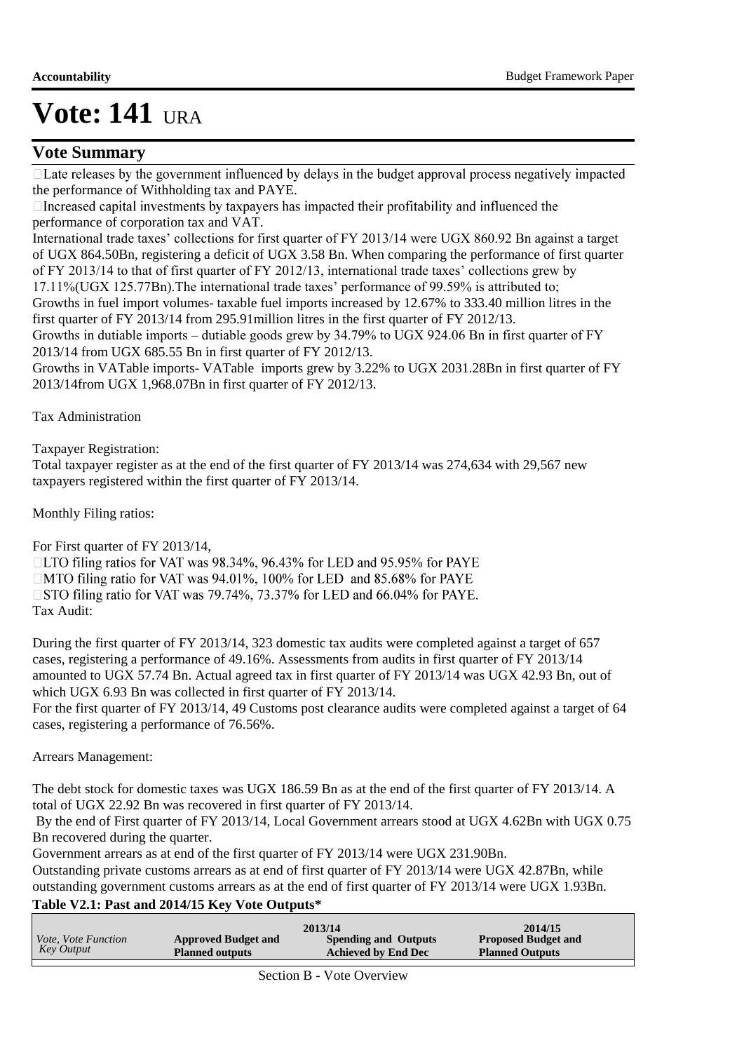# Vote: 141 URA

## Vote Summary

Late releases by the government influenced by delays in the budget approval process negatively impacted the performance of Withholding tax and PAYE.

Increased capital investments by taxpayers has impacted their profitability and influenced the performance of corporation tax and VAT.

International trade taxes' collections for first quarter of FY 2013/14 were UGX 860.92 Bn against a target of UGX 864.50Bn, registering a deficit of UGX 3.58 Bn. When comparing the performance of first quarter of FY 2013/14 to that of first quarter of FY 2012/13, international trade taxes' collections grew by 17.11%(UGX 125.77Bn).The international trade taxes' performance of 99.59% is attributed to;

Growths in fuel import volumes- taxable fuel imports increased by 12.67% to 333.40 million litres in the first quarter of FY 2013/14 from 295.91million litres in the first quarter of FY 2012/13.

Growths in dutiable imports – dutiable goods grew by 34.79% to UGX 924.06 Bn in first quarter of FY 2013/14 from UGX 685.55 Bn in first quarter of FY 2012/13.

Growths in VATable imports- VATable imports grew by 3.22% to UGX 2031.28Bn in first quarter of FY 2013/14from UGX 1,968.07Bn in first quarter of FY 2012/13.

Tax Administration

Taxpayer Registration:

Total taxpayer register as at the end of the first quarter of FY 2013/14 was 274,634 with 29,567 new taxpayers registered within the first quarter of FY 2013/14.

Monthly Filing ratios:

For First quarter of FY 2013/14,

LTO filing ratios for VAT was 98.34%, 96.43% for LED and 95.95% for PAYE

MTO filing ratio for VAT was 94.01%, 100% for LED and 85.68% for PAYE

STO filing ratio for VAT was 79.74%, 73.37% for LED and 66.04% for PAYE.

Tax Audit:

During the first quarter of FY 2013/14, 323 domestic tax audits were completed against a target of 657 cases, registering a performance of 49.16%. Assessments from audits in first quarter of FY 2013/14 amounted to UGX 57.74 Bn. Actual agreed tax in first quarter of FY 2013/14 was UGX 42.93 Bn, out of which UGX 6.93 Bn was collected in first quarter of FY 2013/14.

For the first quarter of FY 2013/14, 49 Customs post clearance audits were completed against a target of 64 cases, registering a performance of 76.56%.

Arrears Management:

The debt stock for domestic taxes was UGX 186.59 Bn as at the end of the first quarter of FY 2013/14. A total of UGX 22.92 Bn was recovered in first quarter of FY 2013/14.

By the end of First quarter of FY 2013/14, Local Government arrears stood at UGX 4.62Bn with UGX 0.75 Bn recovered during the quarter.

Government arrears as at end of the first quarter of FY 2013/14 were UGX 231.90Bn.

Outstanding private customs arrears as at end of first quarter of FY 2013/14 were UGX 42.87Bn, while outstanding government customs arrears as at the end of first quarter of FY 2013/14 were UGX 1.93Bn.

**Table V2.1: Past and 2014/15 Key Vote Outputs***

| *Vote, Vote Function Key Output* | 2013/14 | | 2014/15 |
|---|---|---|---|
| | **Approved Budget and Planned outputs** | **Spending and Outputs Achieved by End Dec** | **Proposed Budget and Planned Outputs** |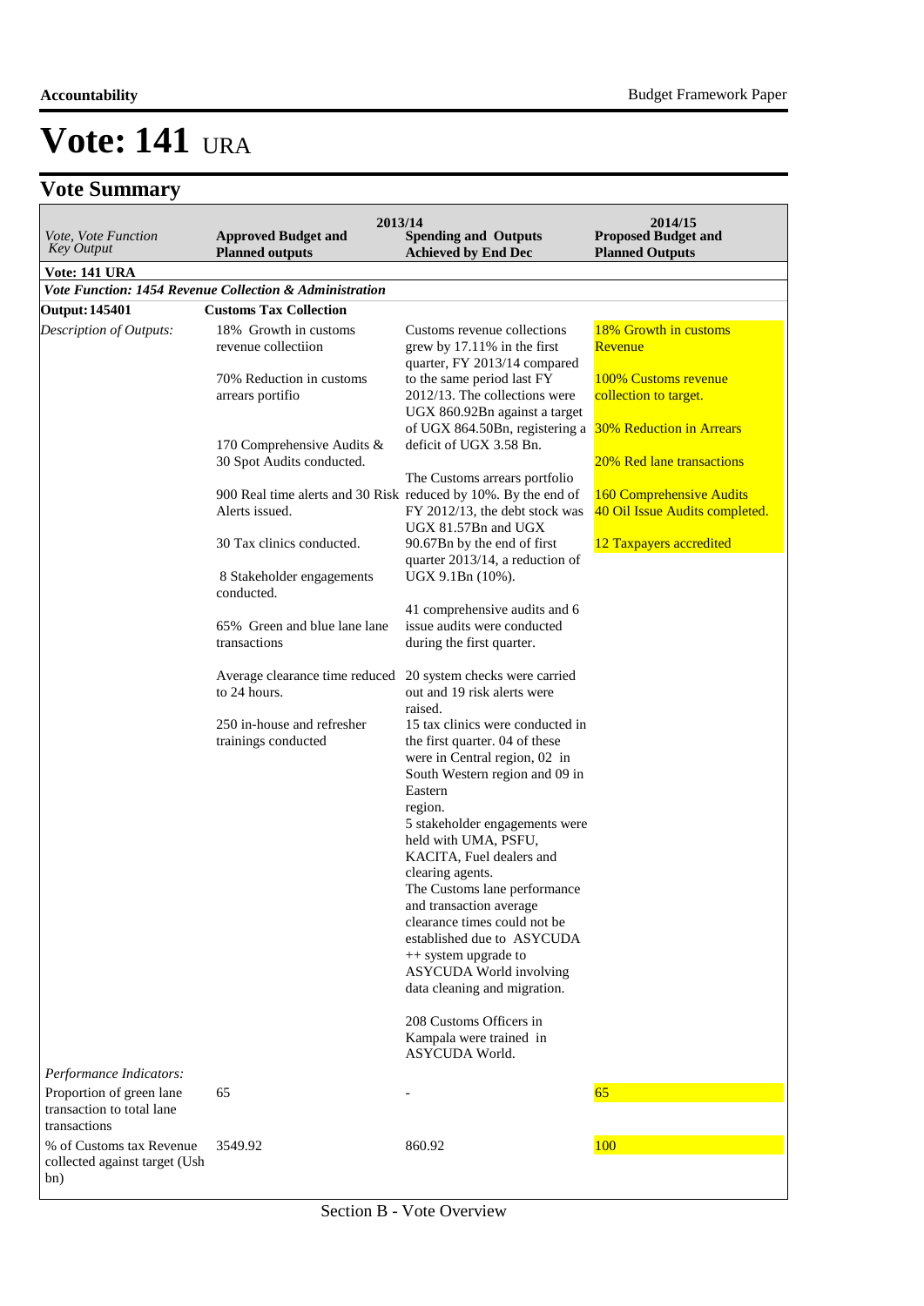# Vote: 141 URA

## Vote Summary

| Vote, Vote Function Key Output | 2013/14 Approved Budget and Planned outputs | 2013/14 Spending and Outputs Achieved by End Dec | 2014/15 Proposed Budget and Planned Outputs |
|---|---|---|---|
| **Vote: 141 URA** | | | |
| ***Vote Function: 1454 Revenue Collection & Administration*** | | | |
| **Output: 145401** | **Customs Tax Collection** | | |
| *Description of Outputs:* | 18% Growth in customs revenue collectiion<br><br>70% Reduction in customs arrears portifio<br><br>170 Comprehensive Audits & 30 Spot Audits conducted.<br><br>900 Real time alerts and 30 Risk Alerts issued.<br><br>30 Tax clinics conducted.<br><br>8 Stakeholder engagements conducted.<br><br>65% Green and blue lane lane transactions<br><br>Average clearance time reduced to 24 hours.<br><br>250 in-house and refresher trainings conducted | Customs revenue collections grew by 17.11% in the first quarter, FY 2013/14 compared to the same period last FY 2012/13. The collections were UGX 860.92Bn against a target of UGX 864.50Bn, registering a deficit of UGX 3.58 Bn.<br><br>The Customs arrears portfolio reduced by 10%. By the end of FY 2012/13, the debt stock was UGX 81.57Bn and UGX 90.67Bn by the end of first quarter 2013/14, a reduction of UGX 9.1Bn (10%).<br><br>41 comprehensive audits and 6 issue audits were conducted during the first quarter.<br><br>20 system checks were carried out and 19 risk alerts were raised.<br>15 tax clinics were conducted in the first quarter. 04 of these were in Central region, 02 in South Western region and 09 in Eastern region.<br>5 stakeholder engagements were held with UMA, PSFU, KACITA, Fuel dealers and clearing agents.<br>The Customs lane performance and transaction average clearance times could not be established due to ASYCUDA ++ system upgrade to ASYCUDA World involving data cleaning and migration.<br><br>208 Customs Officers in Kampala were trained in ASYCUDA World. | 18% Growth in customs Revenue<br><br>100% Customs revenue collection to target.<br><br>30% Reduction in Arrears<br><br>20% Red lane transactions<br><br>160 Comprehensive Audits<br>40 Oil Issue Audits completed.<br><br>12 Taxpayers accredited |
| *Performance Indicators:* | | | |
| Proportion of green lane transaction to total lane transactions | 65 | - | 65 |
| % of Customs tax Revenue collected against target (Ush bn) | 3549.92 | 860.92 | 100 |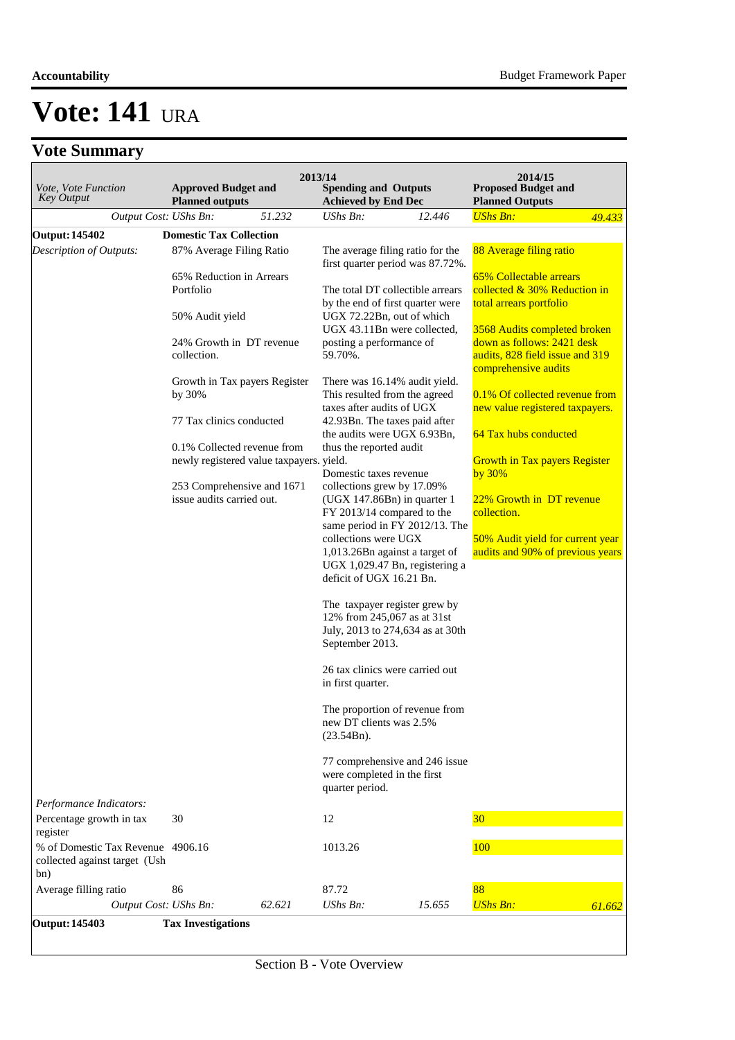# Vote: 141 URA

## Vote Summary

| Vote, Vote Function Key Output | 2013/14 Approved Budget and Planned outputs | | 2013/14 Spending and Outputs Achieved by End Dec | | 2014/15 Proposed Budget and Planned Outputs | |
|---|---|---|---|---|---|---|
| *Output Cost: UShs Bn:* | | *51.232* | *UShs Bn:* | *12.446* | *UShs Bn:* | *49.433* |
| **Output: 145402** | **Domestic Tax Collection** | | | | | |
| *Description of Outputs:* | 87% Average Filing Ratio<br><br>65% Reduction in Arrears Portfolio<br><br>50% Audit yield<br><br>24% Growth in DT revenue collection.<br><br>Growth in Tax payers Register by 30%<br><br>77 Tax clinics conducted<br><br>0.1% Collected revenue from newly registered value taxpayers.<br><br>253 Comprehensive and 1671 issue audits carried out. | | The average filing ratio for the first quarter period was 87.72%.<br><br>The total DT collectible arrears by the end of first quarter were UGX 72.22Bn, out of which UGX 43.11Bn were collected, posting a performance of 59.70%.<br><br>There was 16.14% audit yield. This resulted from the agreed taxes after audits of UGX 42.93Bn. The taxes paid after the audits were UGX 6.93Bn, thus the reported audit yield.<br><br>Domestic taxes revenue collections grew by 17.09% (UGX 147.86Bn) in quarter 1 FY 2013/14 compared to the same period in FY 2012/13. The collections were UGX 1,013.26Bn against a target of UGX 1,029.47 Bn, registering a deficit of UGX 16.21 Bn.<br><br>The taxpayer register grew by 12% from 245,067 as at 31st July, 2013 to 274,634 as at 30th September 2013.<br><br>26 tax clinics were carried out in first quarter.<br><br>The proportion of revenue from new DT clients was 2.5% (23.54Bn).<br><br>77 comprehensive and 246 issue were completed in the first quarter period. | | 88 Average filing ratio<br><br>65% Collectable arrears collected & 30% Reduction in total arrears portfolio<br><br>3568 Audits completed broken down as follows: 2421 desk audits, 828 field issue and 319 comprehensive audits<br><br>0.1% Of collected revenue from new value registered taxpayers.<br><br>64 Tax hubs conducted<br><br>Growth in Tax payers Register by 30%<br><br>22% Growth in DT revenue collection.<br><br>50% Audit yield for current year audits and 90% of previous years | |
| *Performance Indicators:* | | | | | | |
| Percentage growth in tax register | 30 | | 12 | | 30 | |
| % of Domestic Tax Revenue collected against target (Ush bn) | 4906.16 | | 1013.26 | | 100 | |
| Average filling ratio | 86 | | 87.72 | | 88 | |
| *Output Cost: UShs Bn:* | | *62.621* | *UShs Bn:* | *15.655* | *UShs Bn:* | *61.662* |
| **Output: 145403** | **Tax Investigations** | | | | | |

Section B - Vote Overview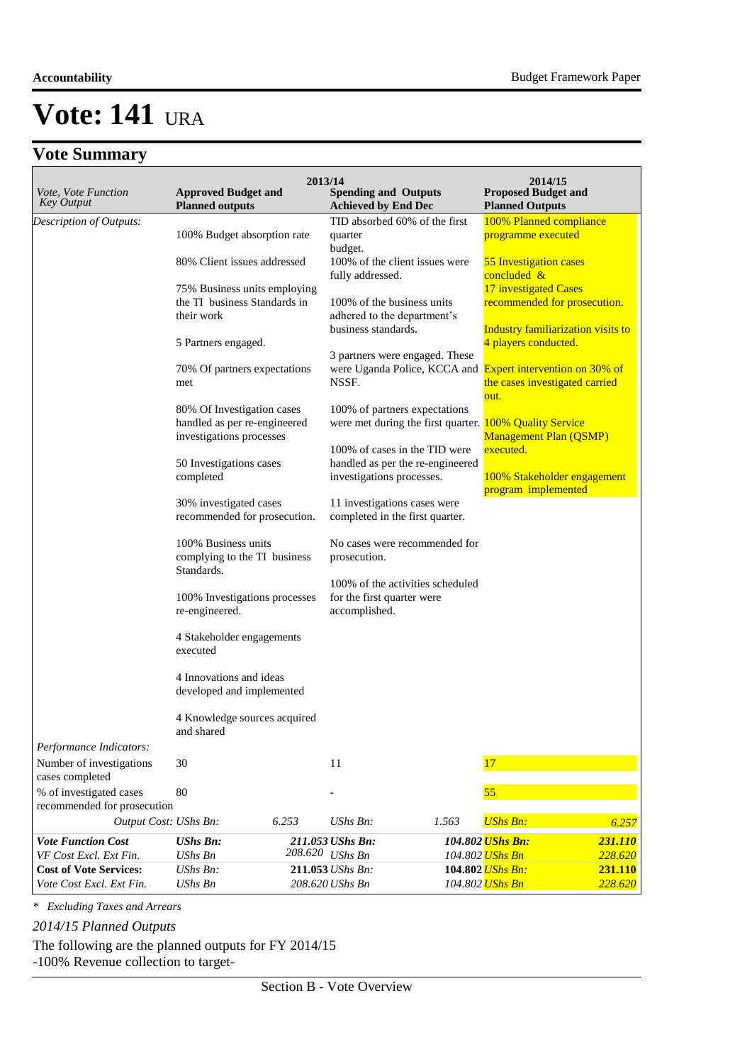# Vote: 141 URA

## Vote Summary

| *Vote, Vote Function Key Output* | **2013/14 Approved Budget and Planned outputs** | | **Spending and Outputs Achieved by End Dec** | | **2014/15 Proposed Budget and Planned Outputs** | |
|---|---|---|---|---|---|---|
| *Description of Outputs:* | 100% Budget absorption rate<br><br>80% Client issues addressed<br><br>75% Business units employing the TI business Standards in their work<br><br>5 Partners engaged.<br><br>70% Of partners expectations met<br><br>80% Of Investigation cases handled as per re-engineered investigations processes<br><br>50 Investigations cases completed<br><br>30% investigated cases recommended for prosecution.<br><br>100% Business units complying to the TI business Standards.<br><br>100% Investigations processes re-engineered.<br><br>4 Stakeholder engagements executed<br><br>4 Innovations and ideas developed and implemented<br><br>4 Knowledge sources acquired and shared | | TID absorbed 60% of the first quarter budget.<br><br>100% of the client issues were fully addressed.<br><br>100% of the business units adhered to the department's business standards.<br><br>3 partners were engaged. These were Uganda Police, KCCA and NSSF.<br><br>100% of partners expectations were met during the first quarter.<br><br>100% of cases in the TID were handled as per the re-engineered investigations processes.<br><br>11 investigations cases were completed in the first quarter.<br><br>No cases were recommended for prosecution.<br><br>100% of the activities scheduled for the first quarter were accomplished. | | 100% Planned compliance programme executed<br><br>55 Investigation cases concluded &<br>17 investigated Cases recommended for prosecution.<br><br>Industry familiarization visits to 4 players conducted.<br><br>Expert intervention on 30% of the cases investigated carried out.<br><br>100% Quality Service Management Plan (QSMP) executed.<br><br>100% Stakeholder engagement program implemented | |
| *Performance Indicators:* | | | | | | |
| Number of investigations cases completed | 30 | | 11 | | 17 | |
| % of investigated cases recommended for prosecution | 80 | | - | | 55 | |
| *Output Cost:* | *UShs Bn:* | *6.253* | *UShs Bn:* | *1.563* | *UShs Bn:* | *6.257* |
| ***Vote Function Cost*** | ***UShs Bn:*** | ***211.053*** | ***UShs Bn:*** | ***104.802*** | ***UShs Bn:*** | ***231.110*** |
| *VF Cost Excl. Ext Fin.* | *UShs Bn* | *208.620* | *UShs Bn* | *104.802* | *UShs Bn* | *228.620* |
| **Cost of Vote Services:** | *UShs Bn:* | **211.053** | *UShs Bn:* | **104.802** | *UShs Bn:* | **231.110** |
| *Vote Cost Excl. Ext Fin.* | *UShs Bn* | *208.620* | *UShs Bn* | *104.802* | *UShs Bn* | *228.620* |

*\* Excluding Taxes and Arrears*

*2014/15 Planned Outputs*

The following are the planned outputs for FY 2014/15
-100% Revenue collection to target-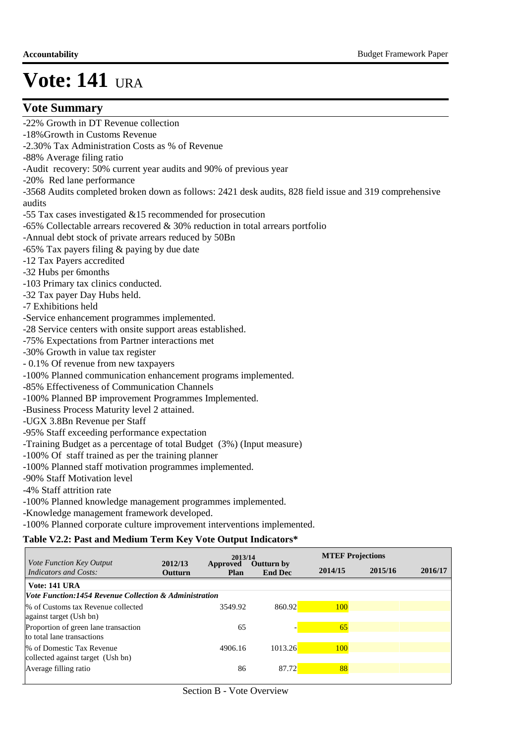# Vote: 141 URA

## Vote Summary

-22% Growth in DT Revenue collection
-18%Growth in Customs Revenue
-2.30% Tax Administration Costs as % of Revenue
-88% Average filing ratio
-Audit recovery: 50% current year audits and 90% of previous year
-20% Red lane performance
-3568 Audits completed broken down as follows: 2421 desk audits, 828 field issue and 319 comprehensive audits
-55 Tax cases investigated &15 recommended for prosecution
-65% Collectable arrears recovered & 30% reduction in total arrears portfolio
-Annual debt stock of private arrears reduced by 50Bn
-65% Tax payers filing & paying by due date
-12 Tax Payers accredited
-32 Hubs per 6months
-103 Primary tax clinics conducted.
-32 Tax payer Day Hubs held.
-7 Exhibitions held
-Service enhancement programmes implemented.
-28 Service centers with onsite support areas established.
-75% Expectations from Partner interactions met
-30% Growth in value tax register
- 0.1% Of revenue from new taxpayers
-100% Planned communication enhancement programs implemented.
-85% Effectiveness of Communication Channels
-100% Planned BP improvement Programmes Implemented.
-Business Process Maturity level 2 attained.
-UGX 3.8Bn Revenue per Staff
-95% Staff exceeding performance expectation
-Training Budget as a percentage of total Budget (3%) (Input measure)
-100% Of staff trained as per the training planner
-100% Planned staff motivation programmes implemented.
-90% Staff Motivation level
-4% Staff attrition rate
-100% Planned knowledge management programmes implemented.
-Knowledge management framework developed.
-100% Planned corporate culture improvement interventions implemented.

**Table V2.2: Past and Medium Term Key Vote Output Indicators***

| *Vote Function Key Output Indicators and Costs:* | 2012/13 Outturn | 2013/14 Approved Plan | 2013/14 Outturn by End Dec | MTEF Projections 2014/15 | 2015/16 | 2016/17 |
|---|---|---|---|---|---|---|
| **Vote: 141 URA** | | | | | | |
| ***Vote Function:1454 Revenue Collection & Administration*** | | | | | | |
| % of Customs tax Revenue collected against target (Ush bn) | | 3549.92 | 860.92 | 100 | | |
| Proportion of green lane transaction to total lane transactions | | 65 | - | 65 | | |
| % of Domestic Tax Revenue collected against target (Ush bn) | | 4906.16 | 1013.26 | 100 | | |
| Average filling ratio | | 86 | 87.72 | 88 | | |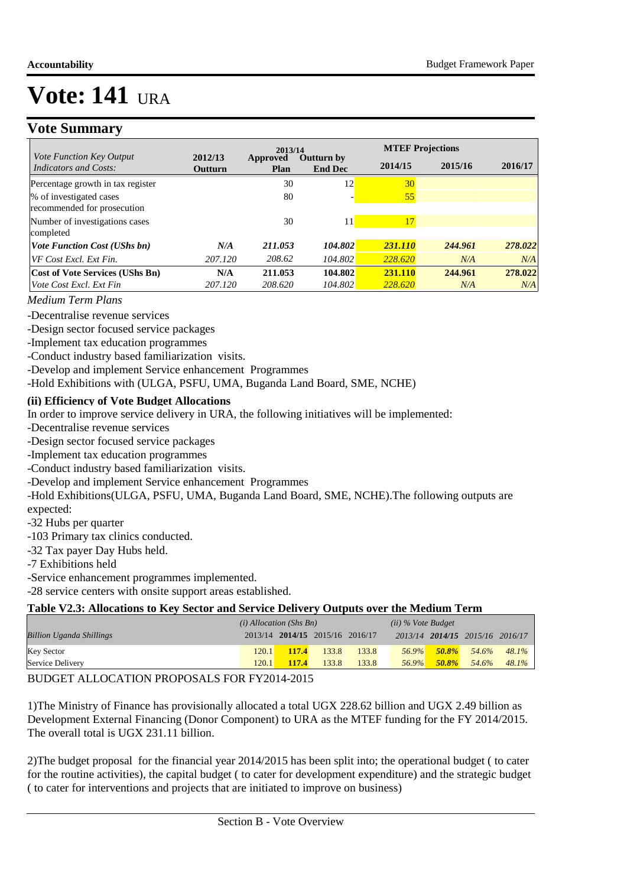# Vote: 141 URA

## Vote Summary

| Vote Function Key Output Indicators and Costs: | 2012/13 Outturn | 2013/14 Approved Plan | 2013/14 Outturn by End Dec | MTEF Projections 2014/15 | 2015/16 | 2016/17 |
|---|---|---|---|---|---|---|
| Percentage growth in tax register | | 30 | 12 | 30 | | |
| % of investigated cases recommended for prosecution | | 80 | - | 55 | | |
| Number of investigations cases completed | | 30 | 11 | 17 | | |
| ***Vote Function Cost (UShs bn)*** | ***N/A*** | ***211.053*** | ***104.802*** | ***231.110*** | ***244.961*** | ***278.022*** |
| *VF Cost Excl. Ext Fin.* | *207.120* | *208.62* | *104.802* | *228.620* | *N/A* | *N/A* |
| **Cost of Vote Services (UShs Bn)** | **N/A** | **211.053** | **104.802** | **231.110** | **244.961** | **278.022** |
| *Vote Cost Excl. Ext Fin* | *207.120* | *208.620* | *104.802* | *228.620* | *N/A* | *N/A* |

*Medium Term Plans*

-Decentralise revenue services
-Design sector focused service packages
-Implement tax education programmes
-Conduct industry based familiarization visits.
-Develop and implement Service enhancement Programmes
-Hold Exhibitions with (ULGA, PSFU, UMA, Buganda Land Board, SME, NCHE)

**(ii) Efficiency of Vote Budget Allocations**

In order to improve service delivery in URA, the following initiatives will be implemented:
-Decentralise revenue services
-Design sector focused service packages
-Implement tax education programmes
-Conduct industry based familiarization visits.
-Develop and implement Service enhancement Programmes
-Hold Exhibitions(ULGA, PSFU, UMA, Buganda Land Board, SME, NCHE).The following outputs are expected:
-32 Hubs per quarter
-103 Primary tax clinics conducted.
-32 Tax payer Day Hubs held.
-7 Exhibitions held
-Service enhancement programmes implemented.
-28 service centers with onsite support areas established.

**Table V2.3: Allocations to Key Sector and Service Delivery Outputs over the Medium Term**

| *Billion Uganda Shillings* | *(i) Allocation (Shs Bn)* 2013/14 | **2014/15** | 2015/16 | 2016/17 | *(ii) % Vote Budget* 2013/14 | **2014/15** | 2015/16 | 2016/17 |
|---|---|---|---|---|---|---|---|---|
| Key Sector | 120.1 | **117.4** | 133.8 | 133.8 | *56.9%* | ***50.8%*** | *54.6%* | *48.1%* |
| Service Delivery | 120.1 | **117.4** | 133.8 | 133.8 | *56.9%* | ***50.8%*** | *54.6%* | *48.1%* |

BUDGET ALLOCATION PROPOSALS FOR FY2014-2015

1)The Ministry of Finance has provisionally allocated a total UGX 228.62 billion and UGX 2.49 billion as Development External Financing (Donor Component) to URA as the MTEF funding for the FY 2014/2015. The overall total is UGX 231.11 billion.

2)The budget proposal for the financial year 2014/2015 has been split into; the operational budget ( to cater for the routine activities), the capital budget ( to cater for development expenditure) and the strategic budget ( to cater for interventions and projects that are initiated to improve on business)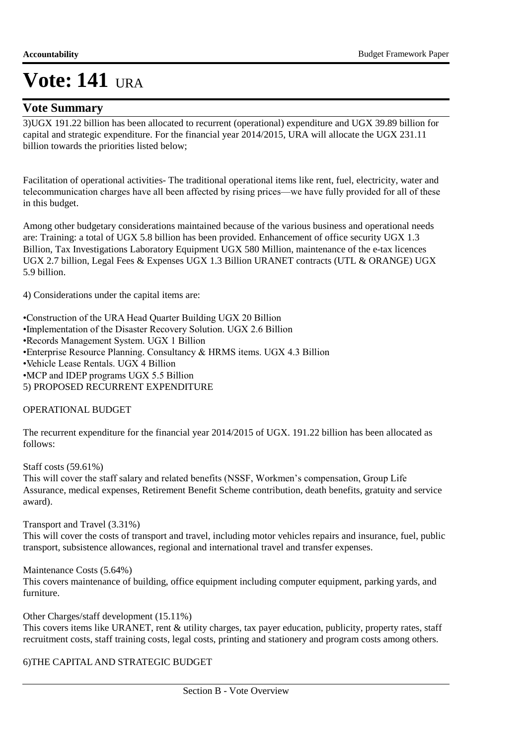# Vote: 141 URA

## Vote Summary

3)UGX 191.22 billion has been allocated to recurrent (operational) expenditure and UGX 39.89 billion for capital and strategic expenditure. For the financial year 2014/2015, URA will allocate the UGX 231.11 billion towards the priorities listed below;

Facilitation of operational activities- The traditional operational items like rent, fuel, electricity, water and telecommunication charges have all been affected by rising prices—we have fully provided for all of these in this budget.

Among other budgetary considerations maintained because of the various business and operational needs are: Training: a total of UGX 5.8 billion has been provided. Enhancement of office security UGX 1.3 Billion, Tax Investigations Laboratory Equipment UGX 580 Million, maintenance of the e-tax licences UGX 2.7 billion, Legal Fees & Expenses UGX 1.3 Billion URANET contracts (UTL & ORANGE) UGX 5.9 billion.

4) Considerations under the capital items are:

•Construction of the URA Head Quarter Building UGX 20 Billion
•Implementation of the Disaster Recovery Solution. UGX 2.6 Billion
•Records Management System. UGX 1 Billion
•Enterprise Resource Planning. Consultancy & HRMS items. UGX 4.3 Billion
•Vehicle Lease Rentals. UGX 4 Billion
•MCP and IDEP programs UGX 5.5 Billion
5) PROPOSED RECURRENT EXPENDITURE

OPERATIONAL BUDGET

The recurrent expenditure for the financial year 2014/2015 of UGX. 191.22 billion has been allocated as follows:

Staff costs (59.61%)
This will cover the staff salary and related benefits (NSSF, Workmen's compensation, Group Life Assurance, medical expenses, Retirement Benefit Scheme contribution, death benefits, gratuity and service award).

Transport and Travel (3.31%)
This will cover the costs of transport and travel, including motor vehicles repairs and insurance, fuel, public transport, subsistence allowances, regional and international travel and transfer expenses.

Maintenance Costs (5.64%)
This covers maintenance of building, office equipment including computer equipment, parking yards, and furniture.

Other Charges/staff development (15.11%)
This covers items like URANET, rent & utility charges, tax payer education, publicity, property rates, staff recruitment costs, staff training costs, legal costs, printing and stationery and program costs among others.

6)THE CAPITAL AND STRATEGIC BUDGET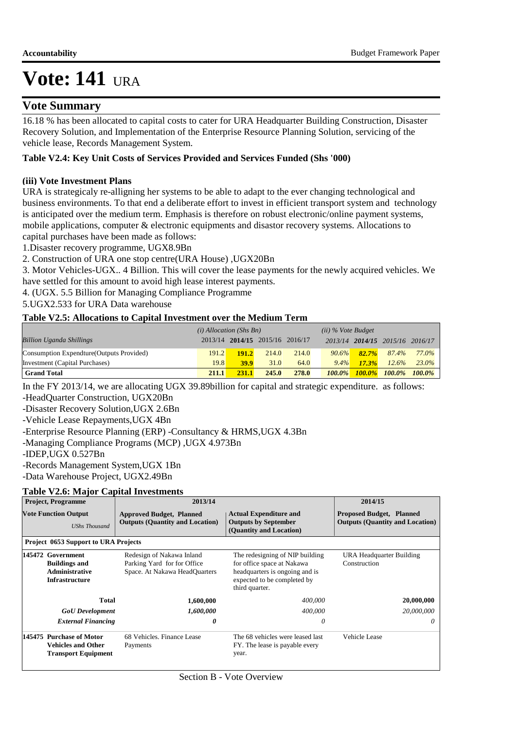# Vote: 141 URA

## Vote Summary

16.18 % has been allocated to capital costs to cater for URA Headquarter Building Construction, Disaster Recovery Solution, and Implementation of the Enterprise Resource Planning Solution, servicing of the vehicle lease, Records Management System.

**Table V2.4: Key Unit Costs of Services Provided and Services Funded (Shs '000)**

**(iii) Vote Investment Plans**

URA is strategicaly re-alligning her systems to be able to adapt to the ever changing technological and business environments. To that end a deliberate effort to invest in efficient transport system and technology is anticipated over the medium term. Emphasis is therefore on robust electronic/online payment systems, mobile applications, computer & electronic equipments and disastor recovery systems. Allocations to capital purchases have been made as follows:

1.Disaster recovery programme, UGX8.9Bn

2. Construction of URA one stop centre(URA House) ,UGX20Bn

3. Motor Vehicles-UGX.. 4 Billion. This will cover the lease payments for the newly acquired vehicles. We have settled for this amount to avoid high lease interest payments.

4. (UGX. 5.5 Billion for Managing Compliance Programme

5.UGX2.533 for URA Data warehouse

**Table V2.5: Allocations to Capital Investment over the Medium Term**

| | *(i) Allocation (Shs Bn)* | | | | *(ii) % Vote Budget* | | | |
|---|---|---|---|---|---|---|---|---|
| *Billion Uganda Shillings* | 2013/14 | **2014/15** | 2015/16 | 2016/17 | *2013/14* | ***2014/15*** | *2015/16* | *2016/17* |
| Consumption Expendture(Outputs Provided) | 191.2 | **191.2** | 214.0 | 214.0 | *90.6%* | ***82.7%*** | *87.4%* | *77.0%* |
| Investment (Capital Purchases) | 19.8 | **39.9** | 31.0 | 64.0 | *9.4%* | ***17.3%*** | *12.6%* | *23.0%* |
| **Grand Total** | **211.1** | **231.1** | **245.0** | **278.0** | ***100.0%*** | ***100.0%*** | ***100.0%*** | ***100.0%*** |

In the FY 2013/14, we are allocating UGX 39.89billion for capital and strategic expenditure. as follows:

-HeadQuarter Construction, UGX20Bn

-Disaster Recovery Solution,UGX 2.6Bn

-Vehicle Lease Repayments,UGX 4Bn

-Enterprise Resource Planning (ERP) -Consultancy & HRMS,UGX 4.3Bn

-Managing Compliance Programs (MCP) ,UGX 4.973Bn

-IDEP,UGX 0.527Bn

-Records Management System,UGX 1Bn

-Data Warehouse Project, UGX2.49Bn

**Table V2.6: Major Capital Investments**

| **Project, Programme** | **2013/14** | | **2014/15** |
|---|---|---|---|
| **Vote Function Output** *UShs Thousand* | **Approved Budget, Planned Outputs (Quantity and Location)** | **Actual Expenditure and Outputs by September (Quantity and Location)** | **Proposed Budget, Planned Outputs (Quantity and Location)** |
| **Project 0653 Support to URA Projects** | | | |
| **145472 Government Buildings and Administrative Infrastructure** | Redesign of Nakawa Inland Parking Yard for for Office Space. At Nakawa HeadQuarters | The redesigning of NIP building for office space at Nakawa headquarters is ongoing and is expected to be completed by third quarter. | URA Headquarter Building Construction |
| **Total** | **1,600,000** | *400,000* | **20,000,000** |
| ***GoU Development*** | ***1,600,000*** | *400,000* | *20,000,000* |
| ***External Financing*** | ***0*** | *0* | *0* |
| **145475 Purchase of Motor Vehicles and Other Transport Equipment** | 68 Vehicles. Finance Lease Payments | The 68 vehicles were leased last FY. The lease is payable every year. | Vehicle Lease |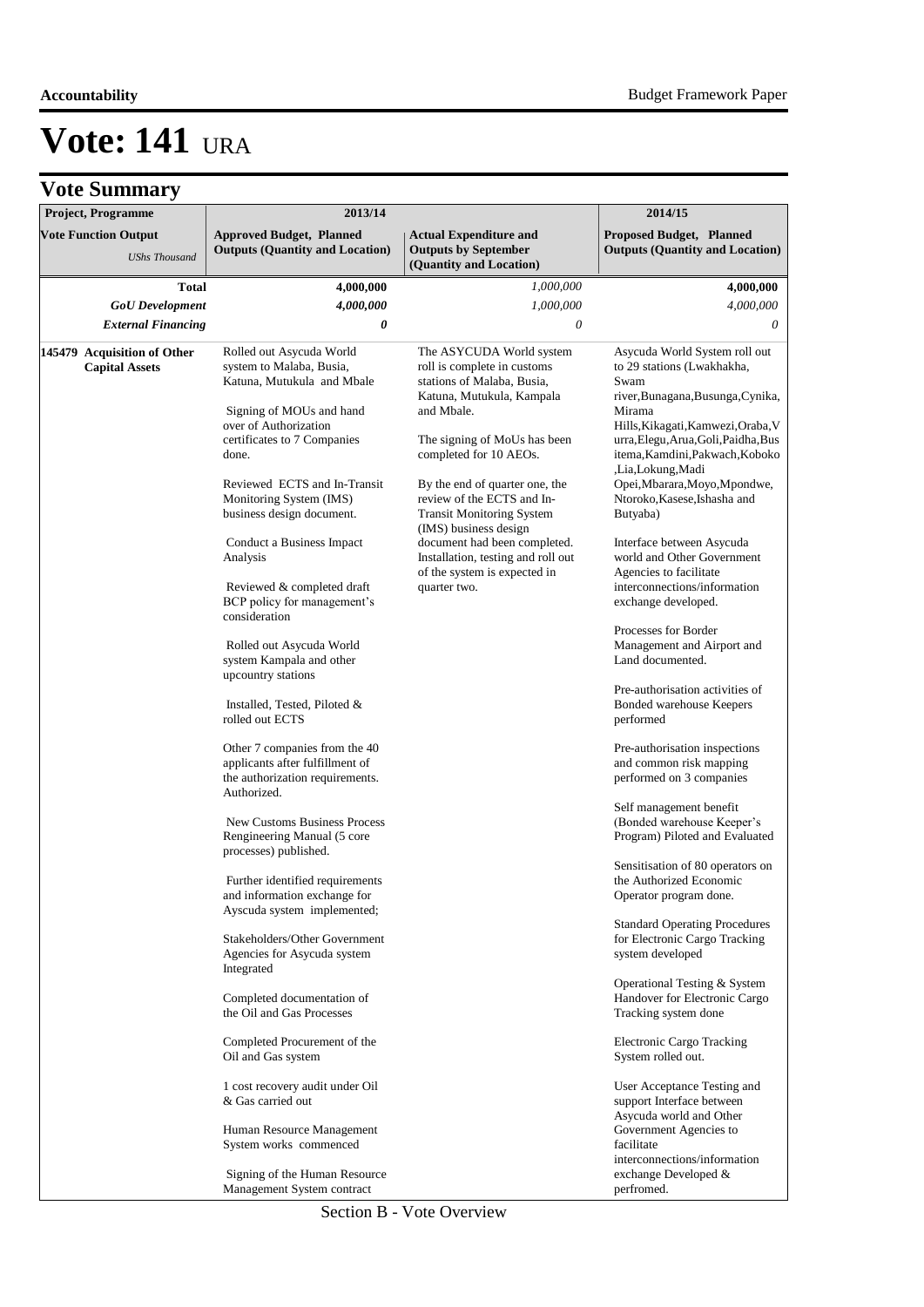# Vote: 141 URA

## Vote Summary

| Project, Programme | 2013/14 | | 2014/15 |
|---|---|---|---|
| **Vote Function Output** *UShs Thousand* | **Approved Budget, Planned Outputs (Quantity and Location)** | **Actual Expenditure and Outputs by September (Quantity and Location)** | **Proposed Budget, Planned Outputs (Quantity and Location)** |
| **Total** | **4,000,000** | *1,000,000* | **4,000,000** |
| ***GoU Development*** | ***4,000,000*** | *1,000,000* | *4,000,000* |
| ***External Financing*** | ***0*** | *0* | *0* |
| **145479 Acquisition of Other Capital Assets** | Rolled out Asycuda World system to Malaba, Busia, Katuna, Mutukula and Mbale<br><br>Signing of MOUs and hand over of Authorization certificates to 7 Companies done.<br><br>Reviewed ECTS and In-Transit Monitoring System (IMS) business design document.<br><br>Conduct a Business Impact Analysis<br><br>Reviewed & completed draft BCP policy for management's consideration<br><br>Rolled out Asycuda World system Kampala and other upcountry stations<br><br>Installed, Tested, Piloted & rolled out ECTS<br><br>Other 7 companies from the 40 applicants after fulfillment of the authorization requirements. Authorized.<br><br>New Customs Business Process Rengineering Manual (5 core processes) published.<br><br>Further identified requirements and information exchange for Ayscuda system implemented;<br><br>Stakeholders/Other Government Agencies for Asycuda system Integrated<br><br>Completed documentation of the Oil and Gas Processes<br><br>Completed Procurement of the Oil and Gas system<br><br>1 cost recovery audit under Oil & Gas carried out<br><br>Human Resource Management System works commenced<br><br>Signing of the Human Resource Management System contract | The ASYCUDA World system roll is complete in customs stations of Malaba, Busia, Katuna, Mutukula, Kampala and Mbale.<br><br>The signing of MoUs has been completed for 10 AEOs.<br><br>By the end of quarter one, the review of the ECTS and In-Transit Monitoring System (IMS) business design document had been completed. Installation, testing and roll out of the system is expected in quarter two. | Asycuda World System roll out to 29 stations (Lwakhakha, Swam river,Bunagana,Busunga,Cynika, Mirama Hills,Kikagati,Kamwezi,Oraba,Vurra,Elegu,Arua,Goli,Paidha,Busitema,Kamdini,Pakwach,Koboko,Lia,Lokung,Madi Opei,Mbarara,Moyo,Mpondwe, Ntoroko,Kasese,Ishasha and Butyaba)<br><br>Interface between Asycuda world and Other Government Agencies to facilitate interconnections/information exchange developed.<br><br>Processes for Border Management and Airport and Land documented.<br><br>Pre-authorisation activities of Bonded warehouse Keepers performed<br><br>Pre-authorisation inspections and common risk mapping performed on 3 companies<br><br>Self management benefit (Bonded warehouse Keeper's Program) Piloted and Evaluated<br><br>Sensitisation of 80 operators on the Authorized Economic Operator program done.<br><br>Standard Operating Procedures for Electronic Cargo Tracking system developed<br><br>Operational Testing & System Handover for Electronic Cargo Tracking system done<br><br>Electronic Cargo Tracking System rolled out.<br><br>User Acceptance Testing and support Interface between Asycuda world and Other Government Agencies to facilitate interconnections/information exchange Developed & perfromed. |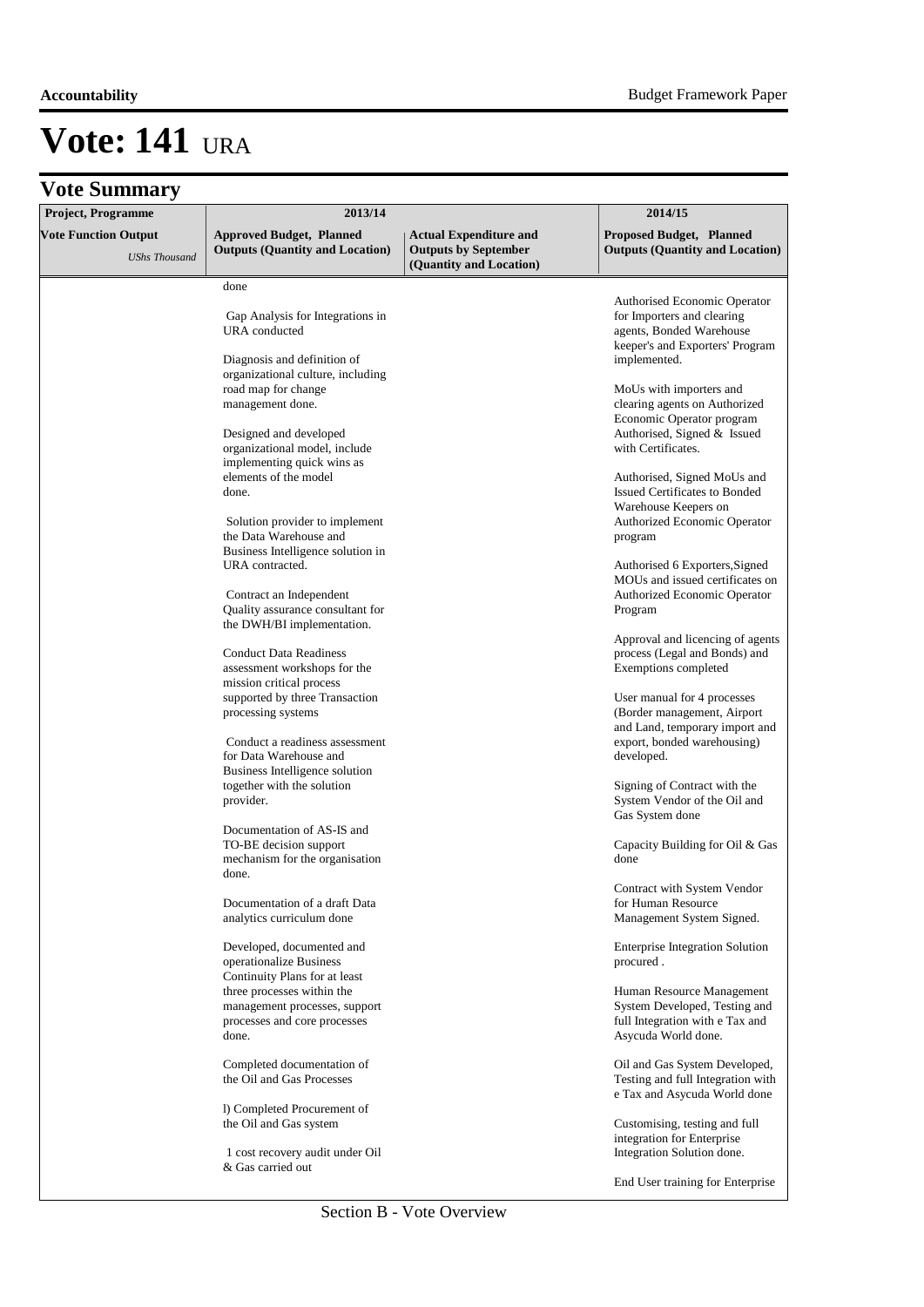# Vote: 141 URA

## Vote Summary

| Project, Programme | 2013/14 | | 2014/15 |
|---|---|---|---|
| Vote Function Output *UShs Thousand* | Approved Budget, Planned Outputs (Quantity and Location) | Actual Expenditure and Outputs by September (Quantity and Location) | Proposed Budget, Planned Outputs (Quantity and Location) |
| | done<br><br>Gap Analysis for Integrations in URA conducted<br><br>Diagnosis and definition of organizational culture, including road map for change management done.<br><br>Designed and developed organizational model, include implementing quick wins as elements of the model done.<br><br>Solution provider to implement the Data Warehouse and Business Intelligence solution in URA contracted.<br><br>Contract an Independent Quality assurance consultant for the DWH/BI implementation.<br><br>Conduct Data Readiness assessment workshops for the mission critical process supported by three Transaction processing systems<br><br>Conduct a readiness assessment for Data Warehouse and Business Intelligence solution together with the solution provider.<br><br>Documentation of AS-IS and TO-BE decision support mechanism for the organisation done.<br><br>Documentation of a draft Data analytics curriculum done<br><br>Developed, documented and operationalize Business Continuity Plans for at least three processes within the management processes, support processes and core processes done.<br><br>Completed documentation of the Oil and Gas Processes<br><br>l) Completed Procurement of the Oil and Gas system<br><br>1 cost recovery audit under Oil & Gas carried out | | Authorised Economic Operator for Importers and clearing agents, Bonded Warehouse keeper's and Exporters' Program implemented.<br><br>MoUs with importers and clearing agents on Authorized Economic Operator program Authorised, Signed & Issued with Certificates.<br><br>Authorised, Signed MoUs and Issued Certificates to Bonded Warehouse Keepers on Authorized Economic Operator program<br><br>Authorised 6 Exporters,Signed MOUs and issued certificates on Authorized Economic Operator Program<br><br>Approval and licencing of agents process (Legal and Bonds) and Exemptions completed<br><br>User manual for 4 processes (Border management, Airport and Land, temporary import and export, bonded warehousing) developed.<br><br>Signing of Contract with the System Vendor of the Oil and Gas System done<br><br>Capacity Building for Oil & Gas done<br><br>Contract with System Vendor for Human Resource Management System Signed.<br><br>Enterprise Integration Solution procured .<br><br>Human Resource Management System Developed, Testing and full Integration with e Tax and Asycuda World done.<br><br>Oil and Gas System Developed, Testing and full Integration with e Tax and Asycuda World done<br><br>Customising, testing and full integration for Enterprise Integration Solution done.<br><br>End User training for Enterprise |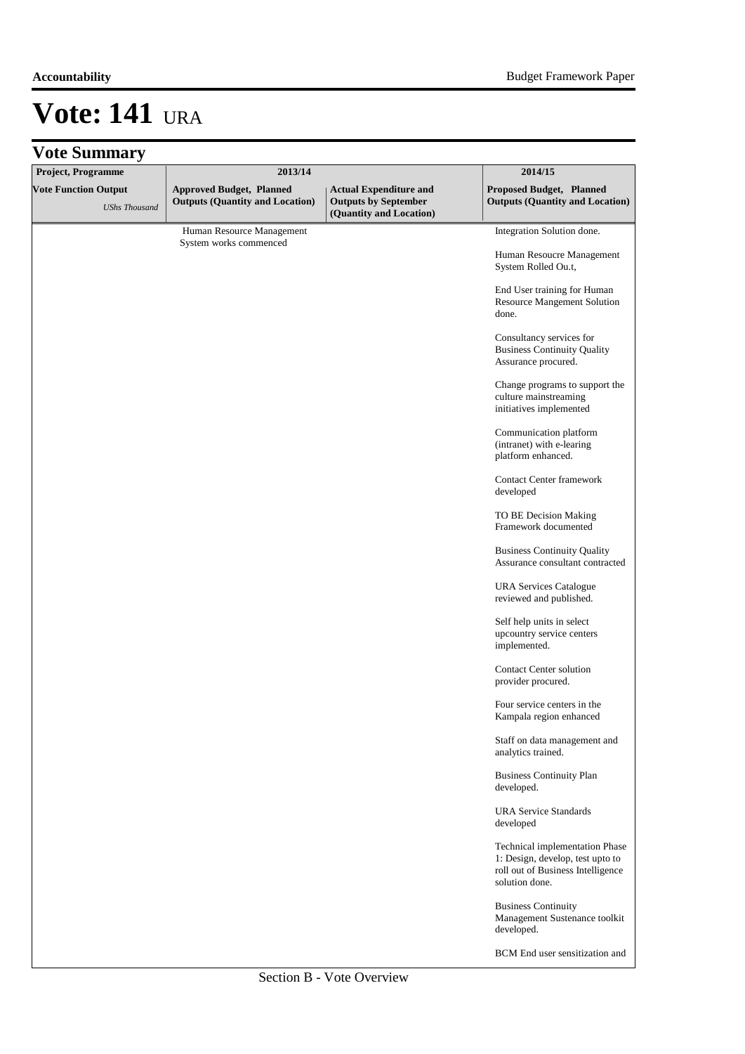# Vote: 141 URA

## Vote Summary

| Project, Programme | 2013/14 | | 2014/15 |
|---|---|---|---|
| **Vote Function Output** *UShs Thousand* | **Approved Budget, Planned Outputs (Quantity and Location)** | **Actual Expenditure and Outputs by September (Quantity and Location)** | **Proposed Budget, Planned Outputs (Quantity and Location)** |
| | Human Resource Management System works commenced | | Integration Solution done.<br><br>Human Resoucre Management System Rolled Ou.t,<br><br>End User training for Human Resource Mangement Solution done.<br><br>Consultancy services for Business Continuity Quality Assurance procured.<br><br>Change programs to support the culture mainstreaming initiatives implemented<br><br>Communication platform (intranet) with e-learing platform enhanced.<br><br>Contact Center framework developed<br><br>TO BE Decision Making Framework documented<br><br>Business Continuity Quality Assurance consultant contracted<br><br>URA Services Catalogue reviewed and published.<br><br>Self help units in select upcountry service centers implemented.<br><br>Contact Center solution provider procured.<br><br>Four service centers in the Kampala region enhanced<br><br>Staff on data management and analytics trained.<br><br>Business Continuity Plan developed.<br><br>URA Service Standards developed<br><br>Technical implementation Phase 1: Design, develop, test upto to roll out of Business Intelligence solution done.<br><br>Business Continuity Management Sustenance toolkit developed.<br><br>BCM End user sensitization and |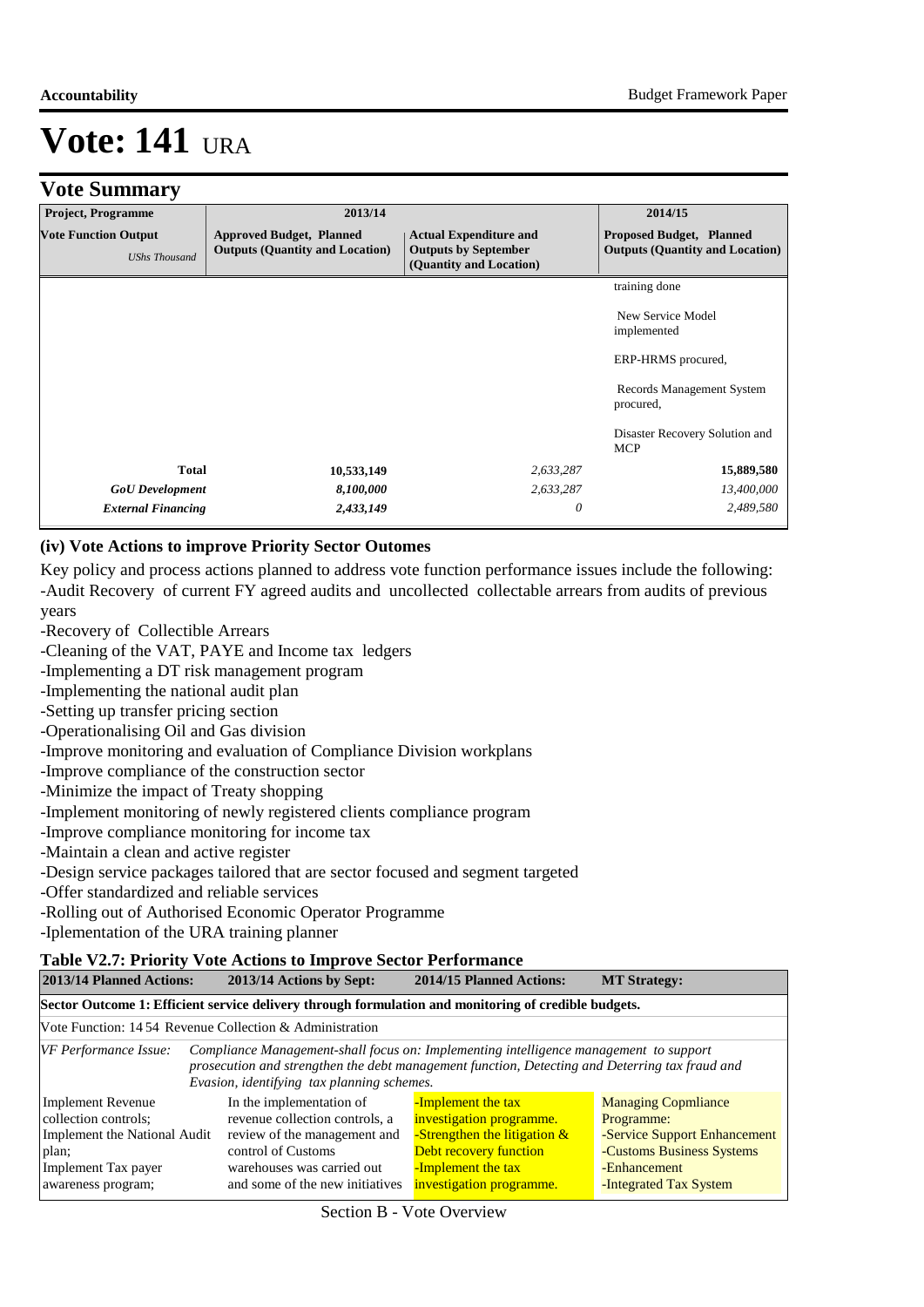# Vote: 141 URA

## Vote Summary

| Project, Programme | 2013/14 | | 2014/15 |
|---|---|---|---|
| **Vote Function Output** *UShs Thousand* | **Approved Budget, Planned Outputs (Quantity and Location)** | **Actual Expenditure and Outputs by September (Quantity and Location)** | **Proposed Budget, Planned Outputs (Quantity and Location)** |
| | | | training done<br><br>New Service Model implemented<br><br>ERP-HRMS procured,<br><br>Records Management System procured,<br><br>Disaster Recovery Solution and MCP |
| **Total** | **10,533,149** | *2,633,287* | **15,889,580** |
| ***GoU Development*** | ***8,100,000*** | *2,633,287* | *13,400,000* |
| ***External Financing*** | ***2,433,149*** | *0* | *2,489,580* |

### (iv) Vote Actions to improve Priority Sector Outomes

Key policy and process actions planned to address vote function performance issues include the following:
-Audit Recovery of current FY agreed audits and uncollected collectable arrears from audits of previous years
-Recovery of Collectible Arrears
-Cleaning of the VAT, PAYE and Income tax ledgers
-Implementing a DT risk management program
-Implementing the national audit plan
-Setting up transfer pricing section
-Operationalising Oil and Gas division
-Improve monitoring and evaluation of Compliance Division workplans
-Improve compliance of the construction sector
-Minimize the impact of Treaty shopping
-Implement monitoring of newly registered clients compliance program
-Improve compliance monitoring for income tax
-Maintain a clean and active register
-Design service packages tailored that are sector focused and segment targeted
-Offer standardized and reliable services
-Rolling out of Authorised Economic Operator Programme
-Iplementation of the URA training planner

**Table V2.7: Priority Vote Actions to Improve Sector Performance**

| 2013/14 Planned Actions: | 2013/14 Actions by Sept: | 2014/15 Planned Actions: | MT Strategy: |
|---|---|---|---|
| **Sector Outcome 1: Efficient service delivery through formulation and monitoring of credible budgets.** | | | |
| Vote Function: 14 54 Revenue Collection & Administration | | | |
| *VF Performance Issue:* *Compliance Management-shall focus on: Implementing intelligence management to support prosecution and strengthen the debt management function, Detecting and Deterring tax fraud and Evasion, identifying tax planning schemes.* | | | |
| Implement Revenue collection controls;<br>Implement the National Audit plan;<br>Implement Tax payer awareness program; | In the implementation of revenue collection controls, a review of the management and control of Customs warehouses was carried out and some of the new initiatives | -Implement the tax investigation programme.<br>-Strengthen the litigation & Debt recovery function<br>-Implement the tax investigation programme. | Managing Copmliance Programme:<br>-Service Support Enhancement<br>-Customs Business Systems<br>-Enhancement<br>-Integrated Tax System |

Section B - Vote Overview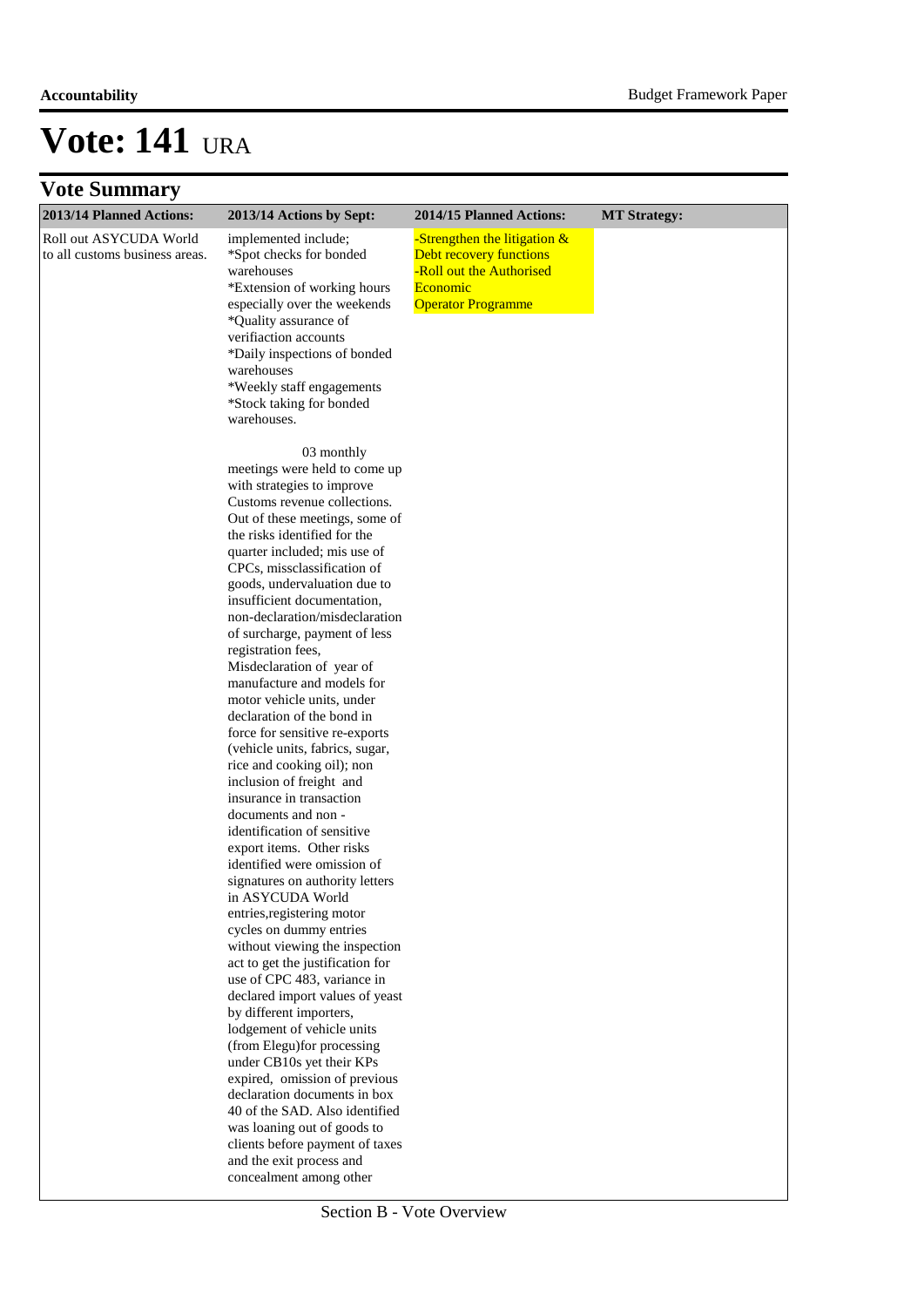# Vote: 141 URA

## Vote Summary

| 2013/14 Planned Actions: | 2013/14 Actions by Sept: | 2014/15 Planned Actions: | MT Strategy: |
|---|---|---|---|
| Roll out ASYCUDA World to all customs business areas. | implemented include; *Spot checks for bonded warehouses *Extension of working hours especially over the weekends *Quality assurance of verifiaction accounts *Daily inspections of bonded warehouses *Weekly staff engagements *Stock taking for bonded warehouses. 03 monthly meetings were held to come up with strategies to improve Customs revenue collections. Out of these meetings, some of the risks identified for the quarter included; mis use of CPCs, missclassification of goods, undervaluation due to insufficient documentation, non-declaration/misdeclaration of surcharge, payment of less registration fees, Misdeclaration of year of manufacture and models for motor vehicle units, under declaration of the bond in force for sensitive re-exports (vehicle units, fabrics, sugar, rice and cooking oil); non inclusion of freight and insurance in transaction documents and non - identification of sensitive export items. Other risks identified were omission of signatures on authority letters in ASYCUDA World entries,registering motor cycles on dummy entries without viewing the inspection act to get the justification for use of CPC 483, variance in declared import values of yeast by different importers, lodgement of vehicle units (from Elegu)for processing under CB10s yet their KPs expired, omission of previous declaration documents in box 40 of the SAD. Also identified was loaning out of goods to clients before payment of taxes and the exit process and concealment among other | -Strengthen the litigation & Debt recovery functions -Roll out the Authorised Economic Operator Programme | |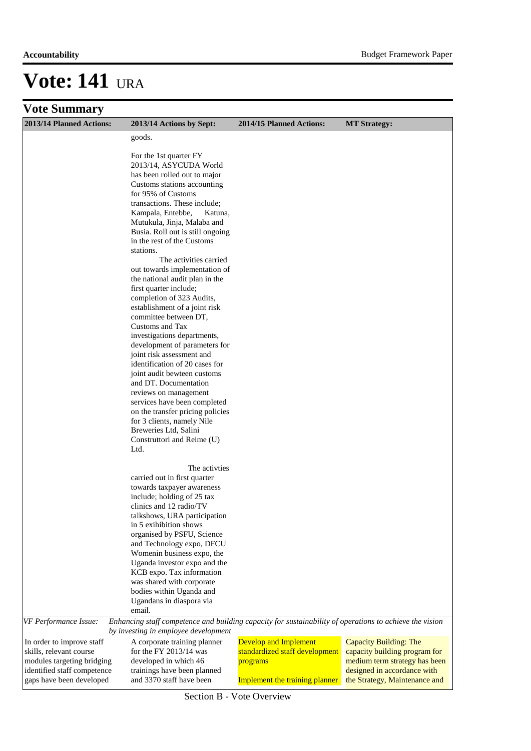# Vote: 141 URA

## Vote Summary

| 2013/14 Planned Actions: | 2013/14 Actions by Sept: | 2014/15 Planned Actions: | MT Strategy: |
|---|---|---|---|
| | goods.<br><br>For the 1st quarter FY 2013/14, ASYCUDA World has been rolled out to major Customs stations accounting for 95% of Customs transactions. These include; Kampala, Entebbe, Katuna, Mutukula, Jinja, Malaba and Busia. Roll out is still ongoing in the rest of the Customs stations.<br>The activities carried out towards implementation of the national audit plan in the first quarter include; completion of 323 Audits, establishment of a joint risk committee between DT, Customs and Tax investigations departments, development of parameters for joint risk assessment and identification of 20 cases for joint audit bewteen customs and DT. Documentation reviews on management services have been completed on the transfer pricing policies for 3 clients, namely Nile Breweries Ltd, Salini Construttori and Reime (U) Ltd.<br><br>The activties carried out in first quarter towards taxpayer awareness include; holding of 25 tax clinics and 12 radio/TV talkshows, URA participation in 5 exihibition shows organised by PSFU, Science and Technology expo, DFCU Womenin business expo, the Uganda investor expo and the KCB expo. Tax information was shared with corporate bodies within Uganda and Ugandans in diaspora via email. | | |
| *VF Performance Issue:* | *Enhancing staff competence and building capacity for sustainability of operations to achieve the vision by investing in employee development* | | |
| In order to improve staff skills, relevant course modules targeting bridging identified staff competence gaps have been developed | A corporate training planner for the FY 2013/14 was developed in which 46 trainings have been planned and 3370 staff have been | Develop and Implement standardized staff development programs<br><br>Implement the training planner | Capacity Building: The capacity building program for medium term strategy has been designed in accordance with the Strategy, Maintenance and |

Section B - Vote Overview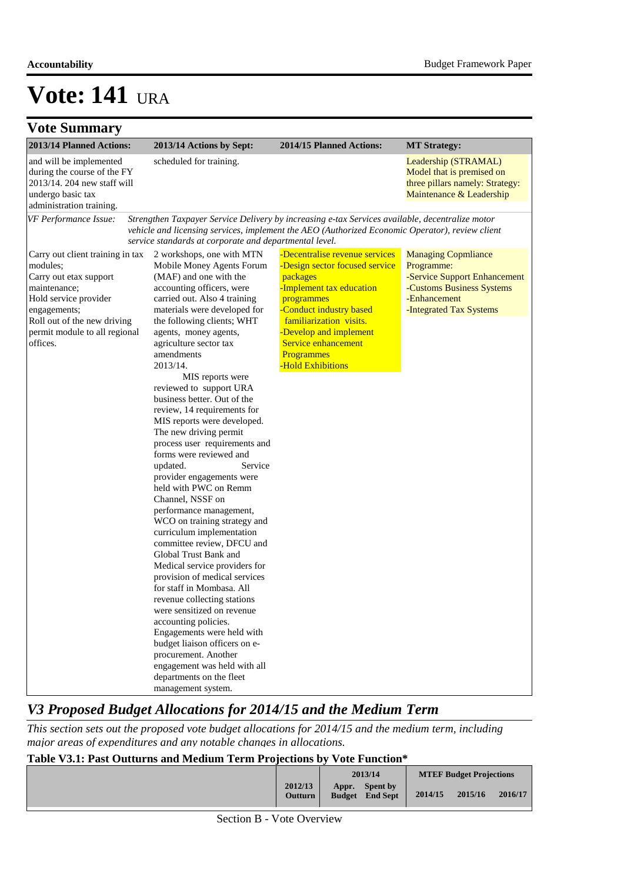# Vote: 141 URA

## Vote Summary

| 2013/14 Planned Actions: | 2013/14 Actions by Sept: | 2014/15 Planned Actions: | MT Strategy: |
|---|---|---|---|
| and will be implemented during the course of the FY 2013/14. 204 new staff will undergo basic tax administration training. | scheduled for training. | | Leadership (STRAMAL) Model that is premised on three pillars namely: Strategy: Maintenance & Leadership |
| *VF Performance Issue:* | *Strengthen Taxpayer Service Delivery by increasing e-tax Services available, decentralize motor vehicle and licensing services, implement the AEO (Authorized Economic Operator), review client service standards at corporate and departmental level.* | | |
| Carry out client training in tax modules;<br>Carry out etax support maintenance;<br>Hold service provider engagements;<br>Roll out of the new driving permit module to all regional offices. | 2 workshops, one with MTN Mobile Money Agents Forum (MAF) and one with the accounting officers, were carried out. Also 4 training materials were developed for the following clients; WHT agents, money agents, agriculture sector tax amendments 2013/14.<br>MIS reports were reviewed to support URA business better. Out of the review, 14 requirements for MIS reports were developed. The new driving permit process user requirements and forms were reviewed and updated. Service provider engagements were held with PWC on Remm Channel, NSSF on performance management, WCO on training strategy and curriculum implementation committee review, DFCU and Global Trust Bank and Medical service providers for provision of medical services for staff in Mombasa. All revenue collecting stations were sensitized on revenue accounting policies. Engagements were held with budget liaison officers on e-procurement. Another engagement was held with all departments on the fleet management system. | -Decentralise revenue services<br>-Design sector focused service packages<br>-Implement tax education programmes<br>-Conduct industry based familiarization visits.<br>-Develop and implement Service enhancement Programmes<br>-Hold Exhibitions | Managing Copmliance Programme:<br>-Service Support Enhancement<br>-Customs Business Systems<br>-Enhancement<br>-Integrated Tax Systems |

## V3 Proposed Budget Allocations for 2014/15 and the Medium Term

*This section sets out the proposed vote budget allocations for 2014/15 and the medium term, including major areas of expenditures and any notable changes in allocations.*

### Table V3.1: Past Outturns and Medium Term Projections by Vote Function*

| | 2012/13 Outturn | 2013/14 Appr. Budget | 2013/14 Spent by End Sept | MTEF Budget Projections 2014/15 | 2015/16 | 2016/17 |
|---|---|---|---|---|---|---|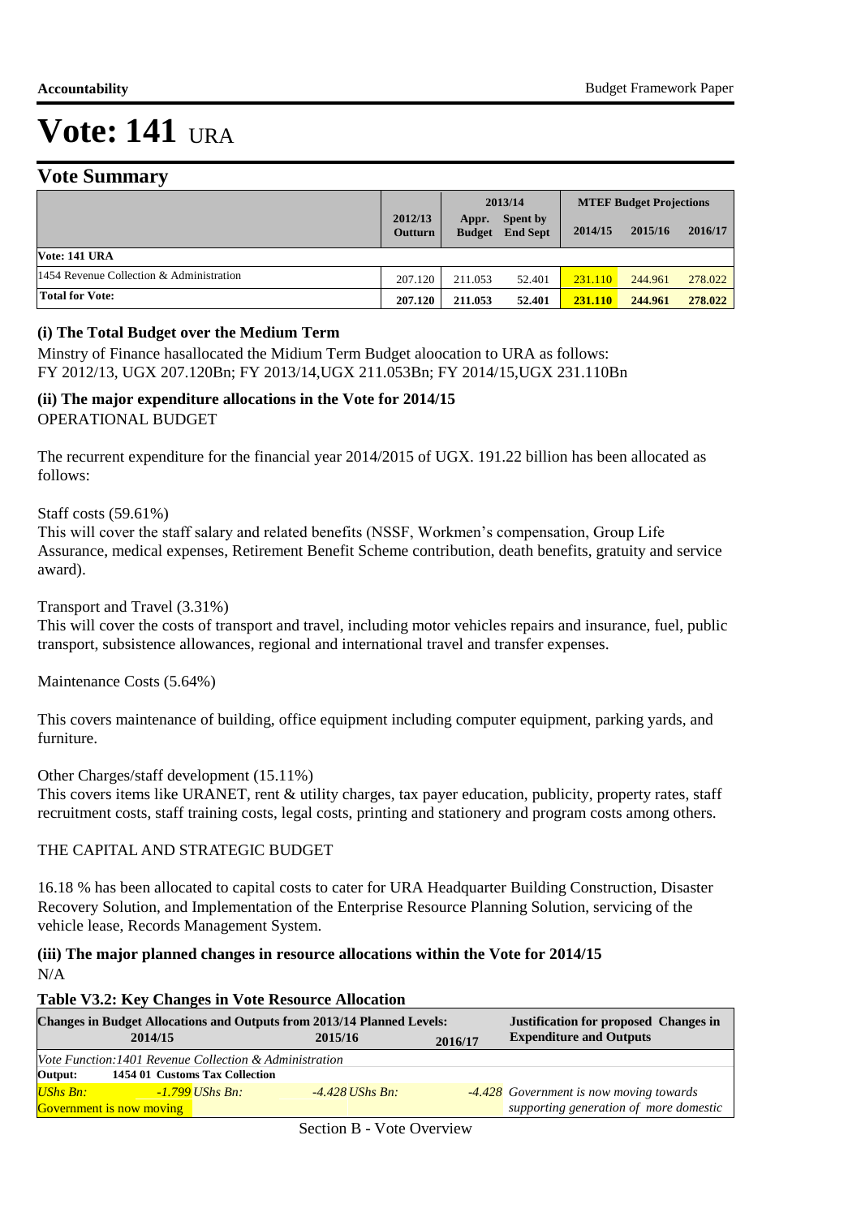# Vote: 141 URA

## Vote Summary

| | 2012/13 Outturn | 2013/14 Appr. Budget | Spent by End Sept | MTEF Budget Projections 2014/15 | 2015/16 | 2016/17 |
|---|---|---|---|---|---|---|
| **Vote: 141 URA** | | | | | | |
| 1454 Revenue Collection & Administration | 207.120 | 211.053 | 52.401 | 231.110 | 244.961 | 278.022 |
| **Total for Vote:** | **207.120** | **211.053** | **52.401** | **231.110** | **244.961** | **278.022** |

### (i) The Total Budget over the Medium Term

Minstry of Finance hasallocated the Midium Term Budget aloocation to URA as follows:
FY 2012/13, UGX 207.120Bn; FY 2013/14,UGX 211.053Bn; FY 2014/15,UGX 231.110Bn

### (ii) The major expenditure allocations in the Vote for 2014/15

OPERATIONAL BUDGET

The recurrent expenditure for the financial year 2014/2015 of UGX. 191.22 billion has been allocated as follows:

Staff costs (59.61%)
This will cover the staff salary and related benefits (NSSF, Workmen's compensation, Group Life Assurance, medical expenses, Retirement Benefit Scheme contribution, death benefits, gratuity and service award).

Transport and Travel (3.31%)
This will cover the costs of transport and travel, including motor vehicles repairs and insurance, fuel, public transport, subsistence allowances, regional and international travel and transfer expenses.

Maintenance Costs (5.64%)

This covers maintenance of building, office equipment including computer equipment, parking yards, and furniture.

Other Charges/staff development (15.11%)
This covers items like URANET, rent & utility charges, tax payer education, publicity, property rates, staff recruitment costs, staff training costs, legal costs, printing and stationery and program costs among others.

THE CAPITAL AND STRATEGIC BUDGET

16.18 % has been allocated to capital costs to cater for URA Headquarter Building Construction, Disaster Recovery Solution, and Implementation of the Enterprise Resource Planning Solution, servicing of the vehicle lease, Records Management System.

### (iii) The major planned changes in resource allocations within the Vote for 2014/15

N/A

**Table V3.2: Key Changes in Vote Resource Allocation**

| Changes in Budget Allocations and Outputs from 2013/14 Planned Levels: 2014/15 | 2015/16 | 2016/17 | Justification for proposed Changes in Expenditure and Outputs |
|---|---|---|---|
| *Vote Function:1401 Revenue Collection & Administration* | | | |
| **Output: 1454 01 Customs Tax Collection** | | | |
| *UShs Bn: -1.799* Government is now moving | *UShs Bn: -4.428* | *UShs Bn: -4.428* | *Government is now moving towards supporting generation of more domestic* |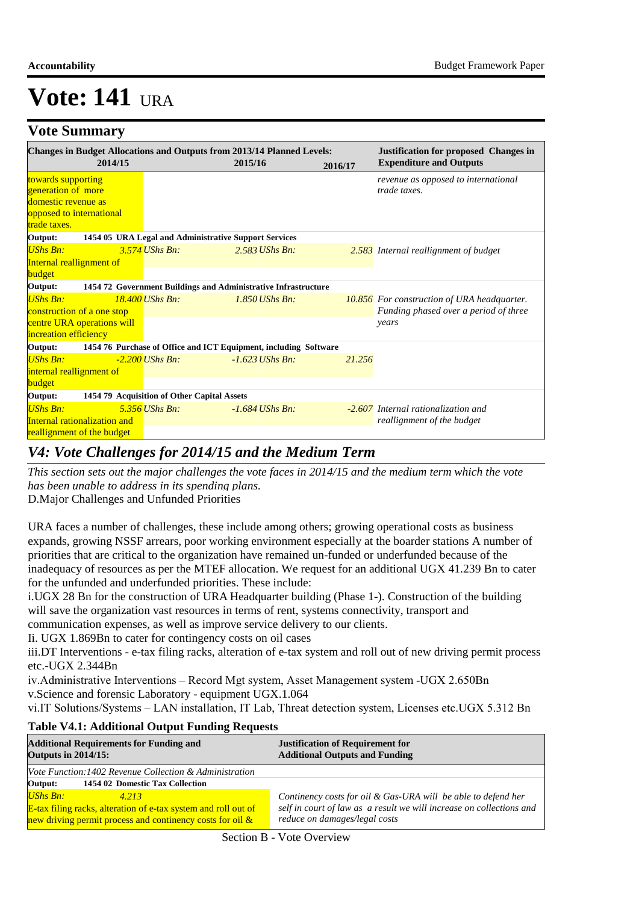# Vote: 141 URA

## Vote Summary

| Changes in Budget Allocations and Outputs from 2013/14 Planned Levels: 2014/15 | 2015/16 | 2016/17 | Justification for proposed Changes in Expenditure and Outputs |
|---|---|---|---|
| towards supporting generation of more domestic revenue as opposed to international trade taxes. | | | *revenue as opposed to international trade taxes.* |
| **Output: 1454 05 URA Legal and Administrative Support Services** | | | |
| *UShs Bn:* *3.574* Internal reallignment of budget | *UShs Bn:* *2.583* | *UShs Bn:* *2.583* | *Internal reallignment of budget* |
| **Output: 1454 72 Government Buildings and Administrative Infrastructure** | | | |
| *UShs Bn:* *18.400* construction of a one stop centre URA operations will increation efficiency | *UShs Bn:* *1.850* | *UShs Bn:* *10.856* | *For construction of URA headquarter. Funding phased over a period of three years* |
| **Output: 1454 76 Purchase of Office and ICT Equipment, including Software** | | | |
| *UShs Bn:* *-2.200* internal reallignment of budget | *UShs Bn:* *-1.623* | *UShs Bn:* *21.256* | |
| **Output: 1454 79 Acquisition of Other Capital Assets** | | | |
| *UShs Bn:* *5.356* Internal rationalization and reallignment of the budget | *UShs Bn:* *-1.684* | *UShs Bn:* *-2.607* | *Internal rationalization and reallignment of the budget* |

## *V4: Vote Challenges for 2014/15 and the Medium Term*

*This section sets out the major challenges the vote faces in 2014/15 and the medium term which the vote has been unable to address in its spending plans.*

D.Major Challenges and Unfunded Priorities

URA faces a number of challenges, these include among others; growing operational costs as business expands, growing NSSF arrears, poor working environment especially at the boarder stations A number of priorities that are critical to the organization have remained un-funded or underfunded because of the inadequacy of resources as per the MTEF allocation. We request for an additional UGX 41.239 Bn to cater for the unfunded and underfunded priorities. These include:

i.UGX 28 Bn for the construction of URA Headquarter building (Phase 1-). Construction of the building will save the organization vast resources in terms of rent, systems connectivity, transport and communication expenses, as well as improve service delivery to our clients.

Ii. UGX 1.869Bn to cater for contingency costs on oil cases

iii.DT Interventions - e-tax filing racks, alteration of e-tax system and roll out of new driving permit process etc.-UGX 2.344Bn

iv.Administrative Interventions – Record Mgt system, Asset Management system -UGX 2.650Bn

v.Science and forensic Laboratory - equipment UGX.1.064

vi.IT Solutions/Systems – LAN installation, IT Lab, Threat detection system, Licenses etc.UGX 5.312 Bn

**Table V4.1: Additional Output Funding Requests**

| Additional Requirements for Funding and Outputs in 2014/15: | Justification of Requirement for Additional Outputs and Funding |
|---|---|
| *Vote Function:1402 Revenue Collection & Administration* | |
| **Output: 1454 02 Domestic Tax Collection** | |
| *UShs Bn:* *4.213* E-tax filing racks, alteration of e-tax system and roll out of new driving permit process and continency costs for oil & | *Continency costs for oil & Gas-URA will be able to defend her self in court of law as a result we will increase on collections and reduce on damages/legal costs* |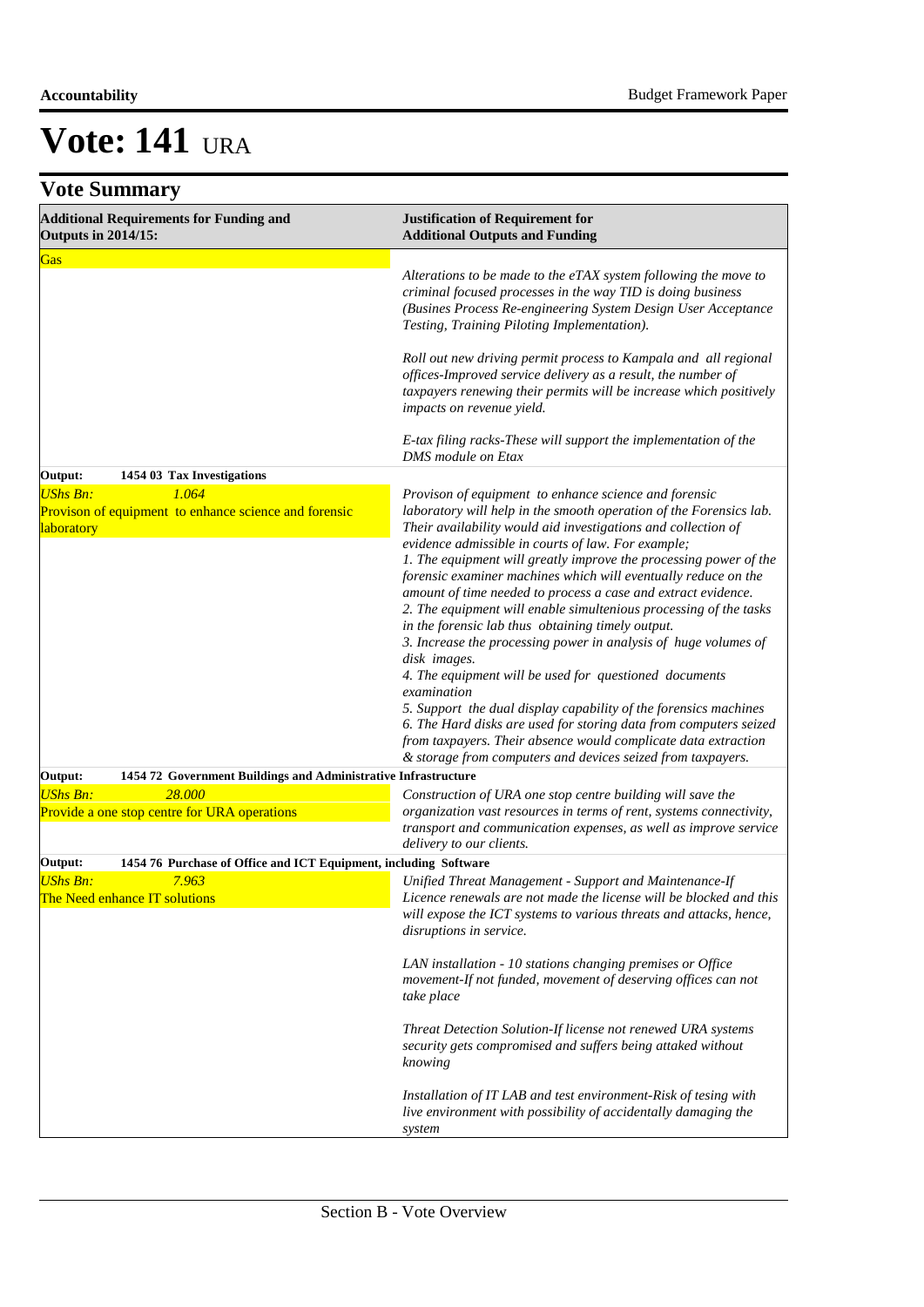# Vote: 141 URA

## Vote Summary

| Additional Requirements for Funding and Outputs in 2014/15: | Justification of Requirement for Additional Outputs and Funding |
|---|---|
| Gas | *Alterations to be made to the eTAX system following the move to criminal focused processes in the way TID is doing business (Busines Process Re-engineering System Design User Acceptance Testing, Training Piloting Implementation).*<br><br>*Roll out new driving permit process to Kampala and all regional offices-Improved service delivery as a result, the number of taxpayers renewing their permits will be increase which positively impacts on revenue yield.*<br><br>*E-tax filing racks-These will support the implementation of the DMS module on Etax* |
| **Output: 1454 03 Tax Investigations** | |
| *UShs Bn:* *1.064*<br>Provison of equipment to enhance science and forensic laboratory | *Provison of equipment to enhance science and forensic laboratory will help in the smooth operation of the Forensics lab. Their availability would aid investigations and collection of evidence admissible in courts of law. For example;*<br>*1. The equipment will greatly improve the processing power of the forensic examiner machines which will eventually reduce on the amount of time needed to process a case and extract evidence.*<br>*2. The equipment will enable simultenious processing of the tasks in the forensic lab thus obtaining timely output.*<br>*3. Increase the processing power in analysis of huge volumes of disk images.*<br>*4. The equipment will be used for questioned documents examination*<br>*5. Support the dual display capability of the forensics machines*<br>*6. The Hard disks are used for storing data from computers seized from taxpayers. Their absence would complicate data extraction & storage from computers and devices seized from taxpayers.* |
| **Output: 1454 72 Government Buildings and Administrative Infrastructure** | |
| *UShs Bn:* *28.000*<br>Provide a one stop centre for URA operations | *Construction of URA one stop centre building will save the organization vast resources in terms of rent, systems connectivity, transport and communication expenses, as well as improve service delivery to our clients.* |
| **Output: 1454 76 Purchase of Office and ICT Equipment, including Software** | |
| *UShs Bn:* *7.963*<br>The Need enhance IT solutions | *Unified Threat Management - Support and Maintenance-If Licence renewals are not made the license will be blocked and this will expose the ICT systems to various threats and attacks, hence, disruptions in service.*<br><br>*LAN installation - 10 stations changing premises or Office movement-If not funded, movement of deserving offices can not take place*<br><br>*Threat Detection Solution-If license not renewed URA systems security gets compromised and suffers being attaked without knowing*<br><br>*Installation of IT LAB and test environment-Risk of tesing with live environment with possibility of accidentally damaging the system* |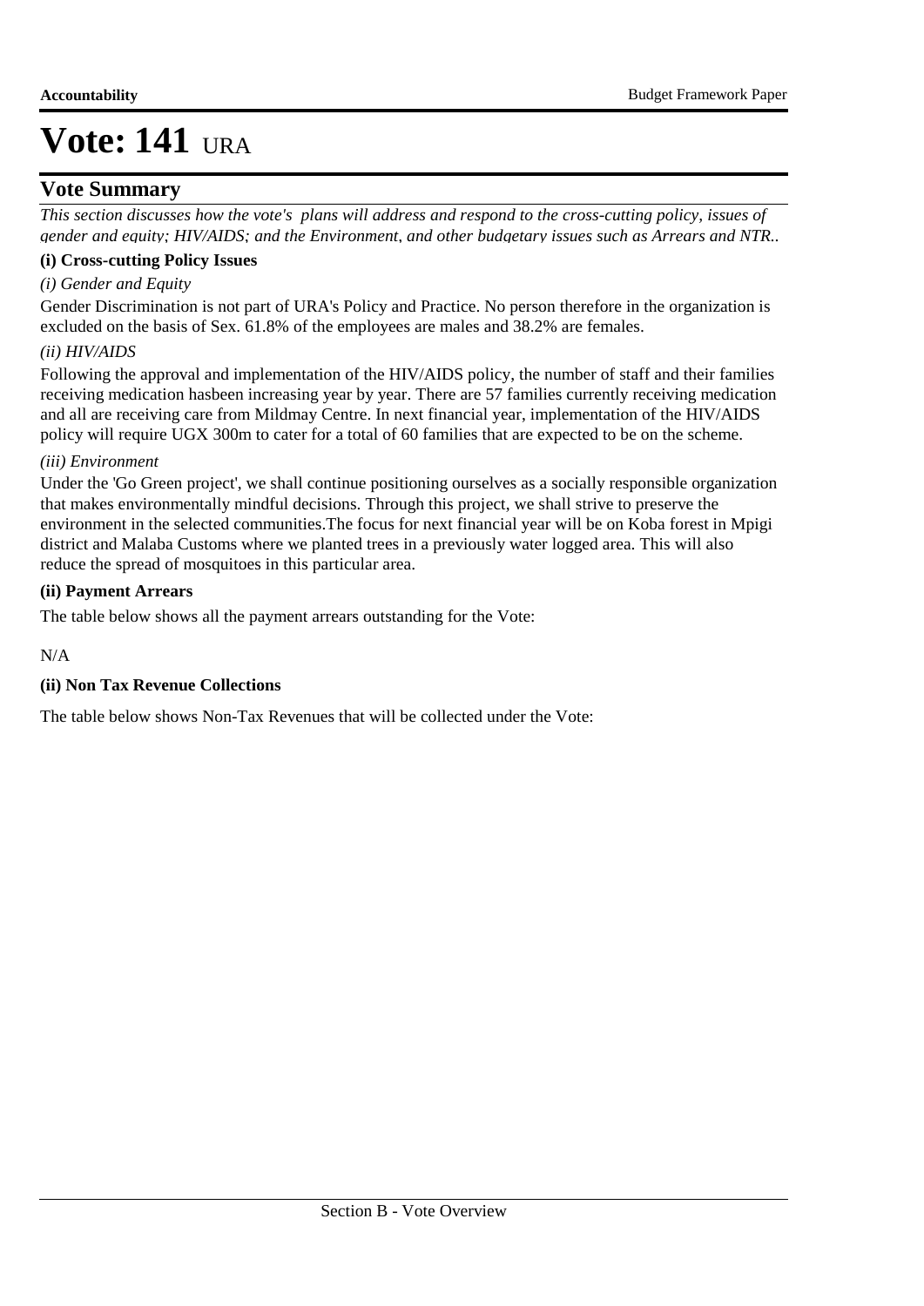# Vote: 141 URA

## Vote Summary

*This section discusses how the vote's plans will address and respond to the cross-cutting policy, issues of gender and equity; HIV/AIDS; and the Environment, and other budgetary issues such as Arrears and NTR..*

**(i) Cross-cutting Policy Issues**

*(i) Gender and Equity*

Gender Discrimination is not part of URA's Policy and Practice. No person therefore in the organization is excluded on the basis of Sex. 61.8% of the employees are males and 38.2% are females.

*(ii) HIV/AIDS*

Following the approval and implementation of the HIV/AIDS policy, the number of staff and their families receiving medication hasbeen increasing year by year. There are 57 families currently receiving medication and all are receiving care from Mildmay Centre. In next financial year, implementation of the HIV/AIDS policy will require UGX 300m to cater for a total of 60 families that are expected to be on the scheme.

*(iii) Environment*

Under the 'Go Green project', we shall continue positioning ourselves as a socially responsible organization that makes environmentally mindful decisions. Through this project, we shall strive to preserve the environment in the selected communities.The focus for next financial year will be on Koba forest in Mpigi district and Malaba Customs where we planted trees in a previously water logged area. This will also reduce the spread of mosquitoes in this particular area.

**(ii) Payment Arrears**

The table below shows all the payment arrears outstanding for the Vote:

N/A

**(ii) Non Tax Revenue Collections**

The table below shows Non-Tax Revenues that will be collected under the Vote: